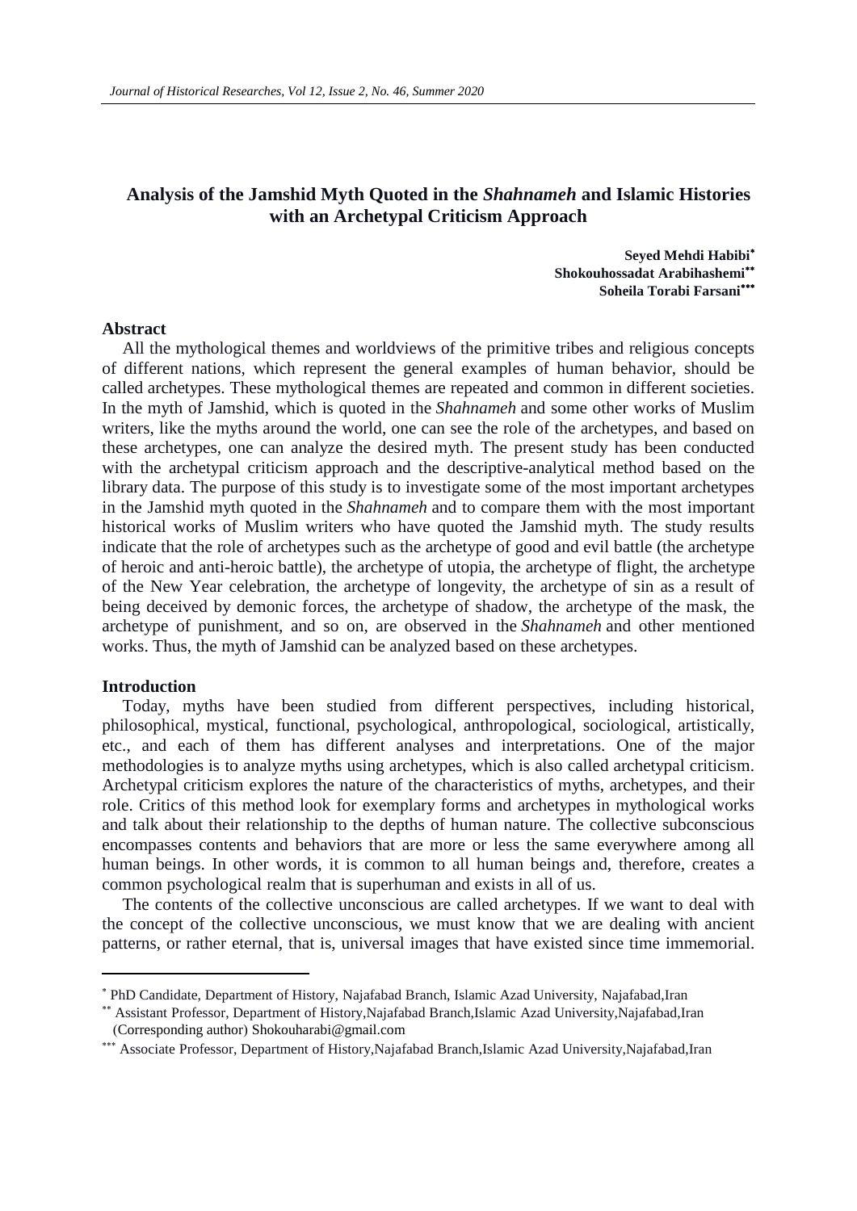# Analysis of the Jamshid Myth Quoted in the *Shahnameh* and Islamic Histories with an Archetypal Criticism Approach

**Seyed Mehdi Habibi**[*]
**Shokouhossadat Arabihashemi**[**]
**Soheila Torabi Farsani**[***]

## Abstract

All the mythological themes and worldviews of the primitive tribes and religious concepts of different nations, which represent the general examples of human behavior, should be called archetypes. These mythological themes are repeated and common in different societies. In the myth of Jamshid, which is quoted in the *Shahnameh* and some other works of Muslim writers, like the myths around the world, one can see the role of the archetypes, and based on these archetypes, one can analyze the desired myth. The present study has been conducted with the archetypal criticism approach and the descriptive-analytical method based on the library data. The purpose of this study is to investigate some of the most important archetypes in the Jamshid myth quoted in the *Shahnameh* and to compare them with the most important historical works of Muslim writers who have quoted the Jamshid myth. The study results indicate that the role of archetypes such as the archetype of good and evil battle (the archetype of heroic and anti-heroic battle), the archetype of utopia, the archetype of flight, the archetype of the New Year celebration, the archetype of longevity, the archetype of sin as a result of being deceived by demonic forces, the archetype of shadow, the archetype of the mask, the archetype of punishment, and so on, are observed in the *Shahnameh* and other mentioned works. Thus, the myth of Jamshid can be analyzed based on these archetypes.

## Introduction

Today, myths have been studied from different perspectives, including historical, philosophical, mystical, functional, psychological, anthropological, sociological, artistically, etc., and each of them has different analyses and interpretations. One of the major methodologies is to analyze myths using archetypes, which is also called archetypal criticism. Archetypal criticism explores the nature of the characteristics of myths, archetypes, and their role. Critics of this method look for exemplary forms and archetypes in mythological works and talk about their relationship to the depths of human nature. The collective subconscious encompasses contents and behaviors that are more or less the same everywhere among all human beings. In other words, it is common to all human beings and, therefore, creates a common psychological realm that is superhuman and exists in all of us.

The contents of the collective unconscious are called archetypes. If we want to deal with the concept of the collective unconscious, we must know that we are dealing with ancient patterns, or rather eternal, that is, universal images that have existed since time immemorial.

---

[*] PhD Candidate, Department of History, Najafabad Branch, Islamic Azad University, Najafabad,Iran

[**] Assistant Professor, Department of History,Najafabad Branch,Islamic Azad University,Najafabad,Iran (Corresponding author) Shokouharabi@gmail.com

[***] Associate Professor, Department of History,Najafabad Branch,Islamic Azad University,Najafabad,Iran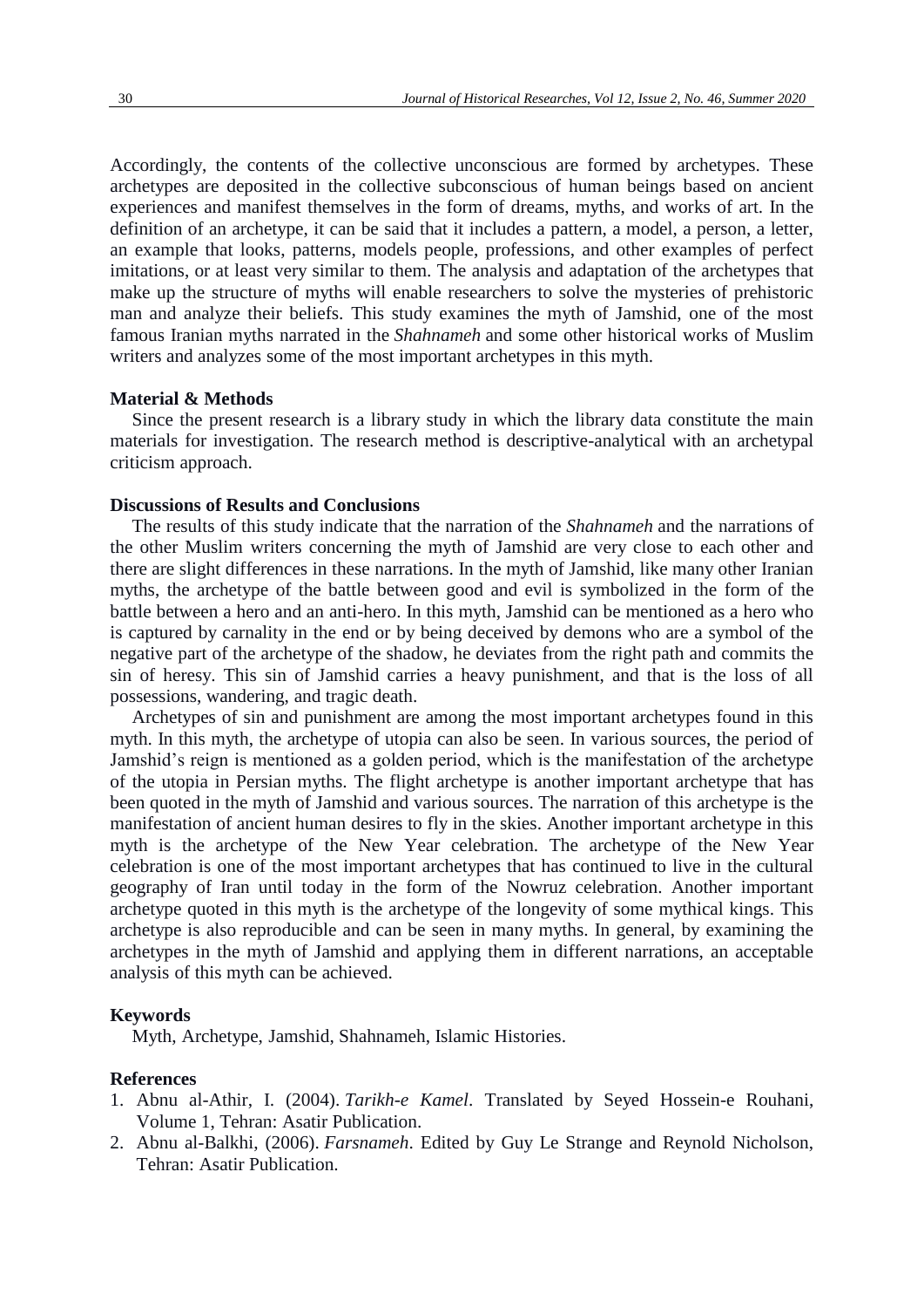Accordingly, the contents of the collective unconscious are formed by archetypes. These archetypes are deposited in the collective subconscious of human beings based on ancient experiences and manifest themselves in the form of dreams, myths, and works of art. In the definition of an archetype, it can be said that it includes a pattern, a model, a person, a letter, an example that looks, patterns, models people, professions, and other examples of perfect imitations, or at least very similar to them. The analysis and adaptation of the archetypes that make up the structure of myths will enable researchers to solve the mysteries of prehistoric man and analyze their beliefs. This study examines the myth of Jamshid, one of the most famous Iranian myths narrated in the *Shahnameh* and some other historical works of Muslim writers and analyzes some of the most important archetypes in this myth.

## Material & Methods

Since the present research is a library study in which the library data constitute the main materials for investigation. The research method is descriptive-analytical with an archetypal criticism approach.

## Discussions of Results and Conclusions

The results of this study indicate that the narration of the *Shahnameh* and the narrations of the other Muslim writers concerning the myth of Jamshid are very close to each other and there are slight differences in these narrations. In the myth of Jamshid, like many other Iranian myths, the archetype of the battle between good and evil is symbolized in the form of the battle between a hero and an anti-hero. In this myth, Jamshid can be mentioned as a hero who is captured by carnality in the end or by being deceived by demons who are a symbol of the negative part of the archetype of the shadow, he deviates from the right path and commits the sin of heresy. This sin of Jamshid carries a heavy punishment, and that is the loss of all possessions, wandering, and tragic death.

Archetypes of sin and punishment are among the most important archetypes found in this myth. In this myth, the archetype of utopia can also be seen. In various sources, the period of Jamshid's reign is mentioned as a golden period, which is the manifestation of the archetype of the utopia in Persian myths. The flight archetype is another important archetype that has been quoted in the myth of Jamshid and various sources. The narration of this archetype is the manifestation of ancient human desires to fly in the skies. Another important archetype in this myth is the archetype of the New Year celebration. The archetype of the New Year celebration is one of the most important archetypes that has continued to live in the cultural geography of Iran until today in the form of the Nowruz celebration. Another important archetype quoted in this myth is the archetype of the longevity of some mythical kings. This archetype is also reproducible and can be seen in many myths. In general, by examining the archetypes in the myth of Jamshid and applying them in different narrations, an acceptable analysis of this myth can be achieved.

## Keywords

Myth, Archetype, Jamshid, Shahnameh, Islamic Histories.

## References

1. Abnu al-Athir, I. (2004). *Tarikh-e Kamel*. Translated by Seyed Hossein-e Rouhani, Volume 1, Tehran: Asatir Publication.
2. Abnu al-Balkhi, (2006). *Farsnameh*. Edited by Guy Le Strange and Reynold Nicholson, Tehran: Asatir Publication.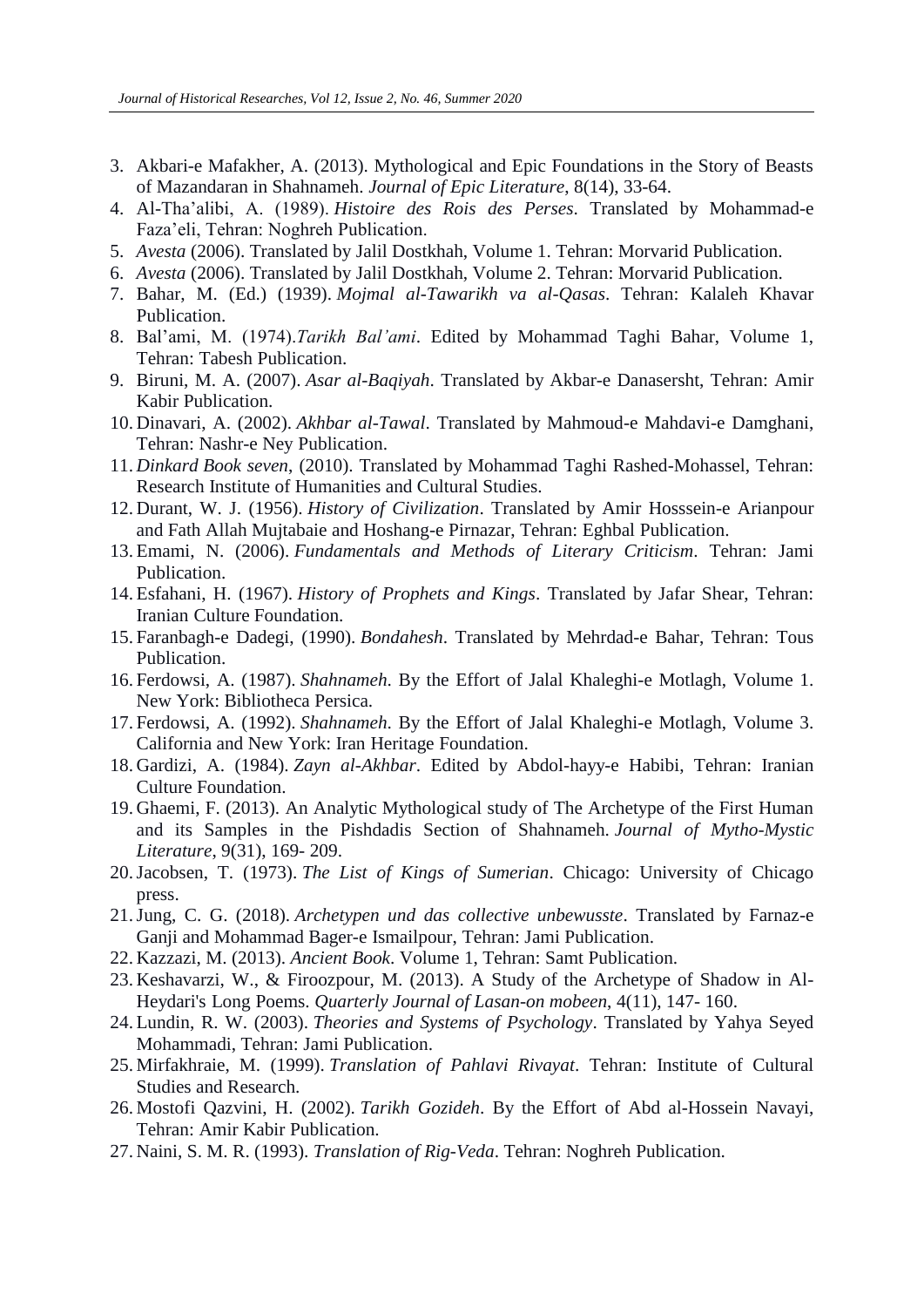3. Akbari-e Mafakher, A. (2013). Mythological and Epic Foundations in the Story of Beasts of Mazandaran in Shahnameh. *Journal of Epic Literature*, 8(14), 33-64.
4. Al-Tha'alibi, A. (1989). *Histoire des Rois des Perses*. Translated by Mohammad-e Faza'eli, Tehran: Noghreh Publication.
5. *Avesta* (2006). Translated by Jalil Dostkhah, Volume 1. Tehran: Morvarid Publication.
6. *Avesta* (2006). Translated by Jalil Dostkhah, Volume 2. Tehran: Morvarid Publication.
7. Bahar, M. (Ed.) (1939). *Mojmal al-Tawarikh va al-Qasas*. Tehran: Kalaleh Khavar Publication.
8. Bal'ami, M. (1974).*Tarikh Bal'ami*. Edited by Mohammad Taghi Bahar, Volume 1, Tehran: Tabesh Publication.
9. Biruni, M. A. (2007). *Asar al-Baqiyah*. Translated by Akbar-e Danasersht, Tehran: Amir Kabir Publication.
10. Dinavari, A. (2002). *Akhbar al-Tawal*. Translated by Mahmoud-e Mahdavi-e Damghani, Tehran: Nashr-e Ney Publication.
11. *Dinkard Book seven*, (2010). Translated by Mohammad Taghi Rashed-Mohassel, Tehran: Research Institute of Humanities and Cultural Studies.
12. Durant, W. J. (1956). *History of Civilization*. Translated by Amir Hosssein-e Arianpour and Fath Allah Mujtabaie and Hoshang-e Pirnazar, Tehran: Eghbal Publication.
13. Emami, N. (2006). *Fundamentals and Methods of Literary Criticism*. Tehran: Jami Publication.
14. Esfahani, H. (1967). *History of Prophets and Kings*. Translated by Jafar Shear, Tehran: Iranian Culture Foundation.
15. Faranbagh-e Dadegi, (1990). *Bondahesh*. Translated by Mehrdad-e Bahar, Tehran: Tous Publication.
16. Ferdowsi, A. (1987). *Shahnameh*. By the Effort of Jalal Khaleghi-e Motlagh, Volume 1. New York: Bibliotheca Persica.
17. Ferdowsi, A. (1992). *Shahnameh*. By the Effort of Jalal Khaleghi-e Motlagh, Volume 3. California and New York: Iran Heritage Foundation.
18. Gardizi, A. (1984). *Zayn al-Akhbar*. Edited by Abdol-hayy-e Habibi, Tehran: Iranian Culture Foundation.
19. Ghaemi, F. (2013). An Analytic Mythological study of The Archetype of the First Human and its Samples in the Pishdadis Section of Shahnameh. *Journal of Mytho-Mystic Literature*, 9(31), 169- 209.
20. Jacobsen, T. (1973). *The List of Kings of Sumerian*. Chicago: University of Chicago press.
21. Jung, C. G. (2018). *Archetypen und das collective unbewusste*. Translated by Farnaz-e Ganji and Mohammad Bager-e Ismailpour, Tehran: Jami Publication.
22. Kazzazi, M. (2013). *Ancient Book*. Volume 1, Tehran: Samt Publication.
23. Keshavarzi, W., & Firoozpour, M. (2013). A Study of the Archetype of Shadow in Al-Heydari's Long Poems. *Quarterly Journal of Lasan-on mobeen*, 4(11), 147- 160.
24. Lundin, R. W. (2003). *Theories and Systems of Psychology*. Translated by Yahya Seyed Mohammadi, Tehran: Jami Publication.
25. Mirfakhraie, M. (1999). *Translation of Pahlavi Rivayat*. Tehran: Institute of Cultural Studies and Research.
26. Mostofi Qazvini, H. (2002). *Tarikh Gozideh*. By the Effort of Abd al-Hossein Navayi, Tehran: Amir Kabir Publication.
27. Naini, S. M. R. (1993). *Translation of Rig-Veda*. Tehran: Noghreh Publication.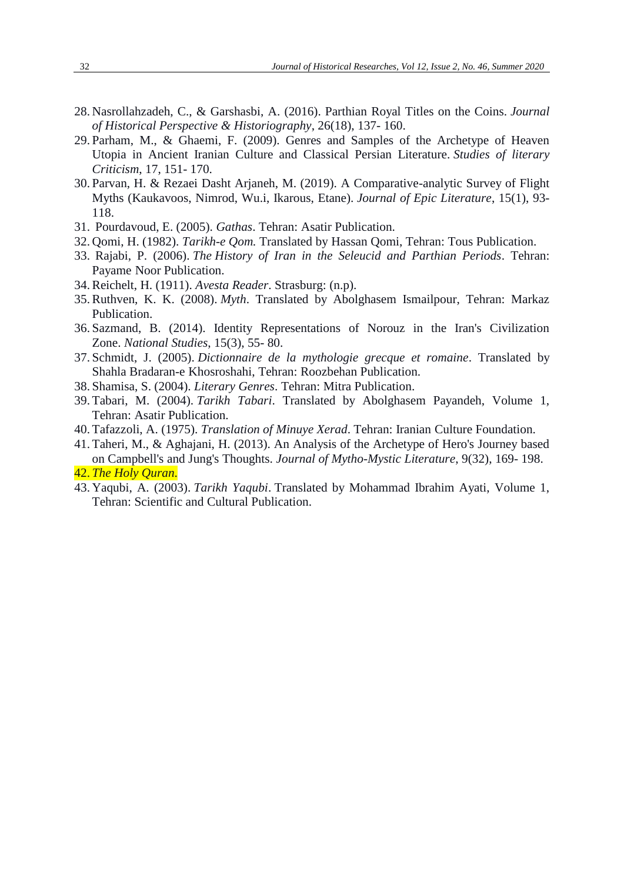28. Nasrollahzadeh, C., & Garshasbi, A. (2016). Parthian Royal Titles on the Coins. *Journal of Historical Perspective & Historiography*, 26(18), 137- 160.
29. Parham, M., & Ghaemi, F. (2009). Genres and Samples of the Archetype of Heaven Utopia in Ancient Iranian Culture and Classical Persian Literature. *Studies of literary Criticism*, 17, 151- 170.
30. Parvan, H. & Rezaei Dasht Arjaneh, M. (2019). A Comparative-analytic Survey of Flight Myths (Kaukavoos, Nimrod, Wu.i, Ikarous, Etane). *Journal of Epic Literature*, 15(1), 93- 118.
31. Pourdavoud, E. (2005). *Gathas*. Tehran: Asatir Publication.
32. Qomi, H. (1982). *Tarikh-e Qom.* Translated by Hassan Qomi, Tehran: Tous Publication.
33. Rajabi, P. (2006). *The History of Iran in the Seleucid and Parthian Periods*. Tehran: Payame Noor Publication.
34. Reichelt, H. (1911). *Avesta Reader*. Strasburg: (n.p).
35. Ruthven, K. K. (2008). *Myth*. Translated by Abolghasem Ismailpour, Tehran: Markaz Publication.
36. Sazmand, B. (2014). Identity Representations of Norouz in the Iran's Civilization Zone. *National Studies*, 15(3), 55- 80.
37. Schmidt, J. (2005). *Dictionnaire de la mythologie grecque et romaine*. Translated by Shahla Bradaran-e Khosroshahi, Tehran: Roozbehan Publication.
38. Shamisa, S. (2004). *Literary Genres*. Tehran: Mitra Publication.
39. Tabari, M. (2004). *Tarikh Tabari*. Translated by Abolghasem Payandeh, Volume 1, Tehran: Asatir Publication.
40. Tafazzoli, A. (1975). *Translation of Minuye Xerad*. Tehran: Iranian Culture Foundation.
41. Taheri, M., & Aghajani, H. (2013). An Analysis of the Archetype of Hero's Journey based on Campbell's and Jung's Thoughts. *Journal of Mytho-Mystic Literature*, 9(32), 169- 198.
42. *The Holy Quran.*
43. Yaqubi, A. (2003). *Tarikh Yaqubi*. Translated by Mohammad Ibrahim Ayati, Volume 1, Tehran: Scientific and Cultural Publication.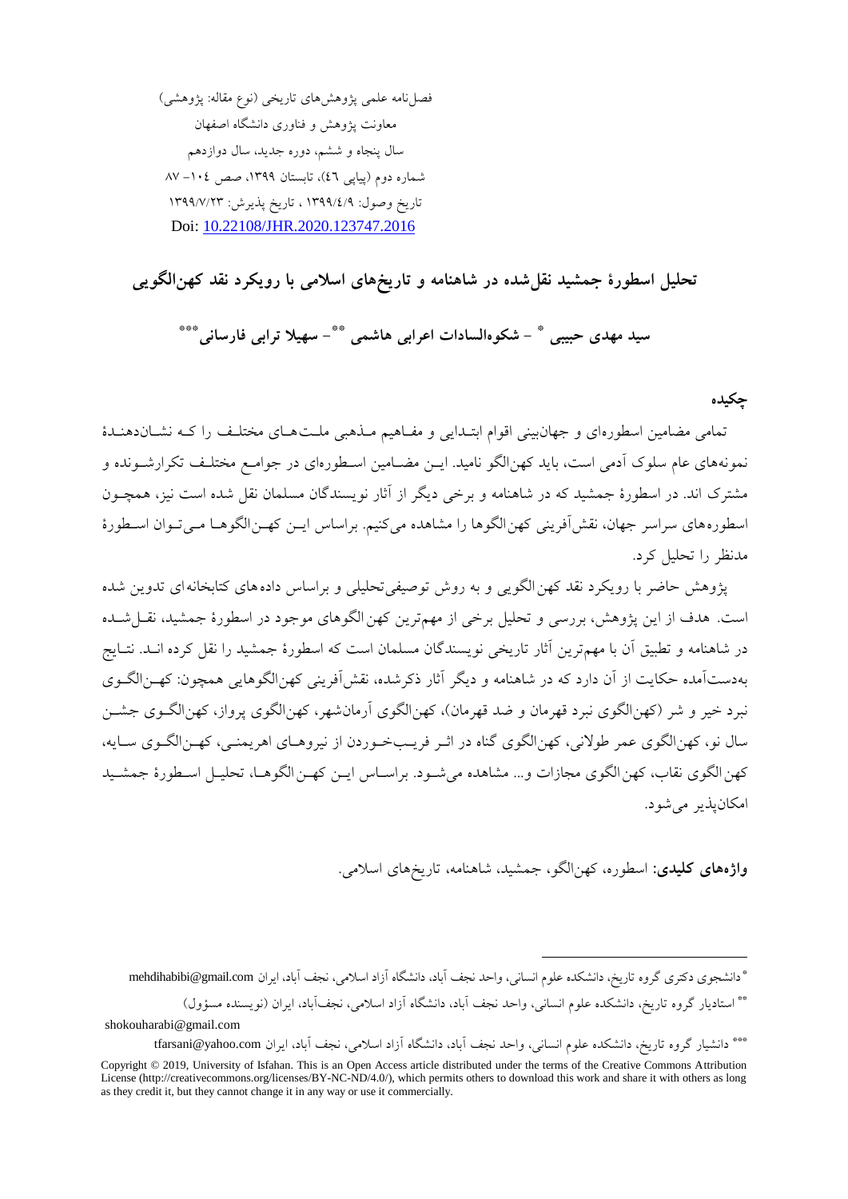فصل‌نامه علمی پژوهش‌های تاریخی (نوع مقاله: پژوهشی)

معاونت پژوهش و فناوری دانشگاه اصفهان

سال پنجاه و ششم، دوره جدید، سال دوازدهم

شماره دوم (پیاپی ٤٦)، تابستان ١٣٩٩، صص ١٠٤- ٨٧

تاریخ وصول: ١٣٩٩/٤/٩ ، تاریخ پذیرش: ١٣٩٩/٧/٢٣

Doi: 10.22108/JHR.2020.123747.2016

# تحلیل اسطورهٔ جمشید نقل‌شده در شاهنامه و تاریخ‌های اسلامی با رویکرد نقد کهن‌الگویی

**سید مهدی حبیبی** [*] – **شکوه‌السادات اعرابی هاشمی** [**] – **سهیلا ترابی فارسانی** [***]

## چکیده

تمامی مضامین اسطوره‌ای و جهان‌بینی اقوام ابتدایی و مفاهیم مذهبی ملت‌های مختلف را که نشان‌دهندهٔ نمونه‌های عام سلوک آدمی است، باید کهن‌الگو نامید. این مضامین اسطوره‌ای در جوامع مختلف تکرارشونده و مشترک اند. در اسطورهٔ جمشید که در شاهنامه و برخی دیگر از آثار نویسندگان مسلمان نقل شده است نیز، همچون اسطوره‌های سراسر جهان، نقش‌آفرینی کهن‌الگوها را مشاهده می‌کنیم. براساس این کهن‌الگوها می‌توان اسطورهٔ مدنظر را تحلیل کرد.

پژوهش حاضر با رویکرد نقد کهن‌الگویی و به روش توصیفی‌تحلیلی و براساس داده‌های کتابخانه‌ای تدوین شده است. هدف از این پژوهش، بررسی و تحلیل برخی از مهم‌ترین کهن‌الگوهای موجود در اسطورهٔ جمشید، نقل‌شده در شاهنامه و تطبیق آن با مهم‌ترین آثار تاریخی نویسندگان مسلمان است که اسطورهٔ جمشید را نقل کرده اند. نتایج به‌دست‌آمده حکایت از آن دارد که در شاهنامه و دیگر آثار ذکرشده، نقش‌آفرینی کهن‌الگوهایی همچون: کهن‌الگوی نبرد خیر و شر (کهن‌الگوی نبرد قهرمان و ضد قهرمان)، کهن‌الگوی آرمان‌شهر، کهن‌الگوی پرواز، کهن‌الگوی جشن سال نو، کهن‌الگوی عمر طولانی، کهن‌الگوی گناه در اثر فریب‌خوردن از نیروهای اهریمنی، کهن‌الگوی سایه، کهن‌الگوی نقاب، کهن‌الگوی مجازات و... مشاهده می‌شود. براساس این کهن‌الگوها، تحلیل اسطورهٔ جمشید امکان‌پذیر می‌شود.

**واژه‌های کلیدی:** اسطوره، کهن‌الگو، جمشید، شاهنامه، تاریخ‌های اسلامی.

---

[*] دانشجوی دکتری گروه تاریخ، دانشکده علوم انسانی، واحد نجف آباد، دانشگاه آزاد اسلامی، نجف آباد، ایران mehdihabibi@gmail.com

[**] استادیار گروه تاریخ، دانشکده علوم انسانی، واحد نجف آباد، دانشگاه آزاد اسلامی، نجف‌آباد، ایران (نویسنده مسؤول) shokouharabi@gmail.com

[***] دانشیار گروه تاریخ، دانشکده علوم انسانی، واحد نجف آباد، دانشگاه آزاد اسلامی، نجف آباد، ایران tfarsani@yahoo.com

Copyright © 2019, University of Isfahan. This is an Open Access article distributed under the terms of the Creative Commons Attribution License (http://creativecommons.org/licenses/BY-NC-ND/4.0/), which permits others to download this work and share it with others as long as they credit it, but they cannot change it in any way or use it commercially.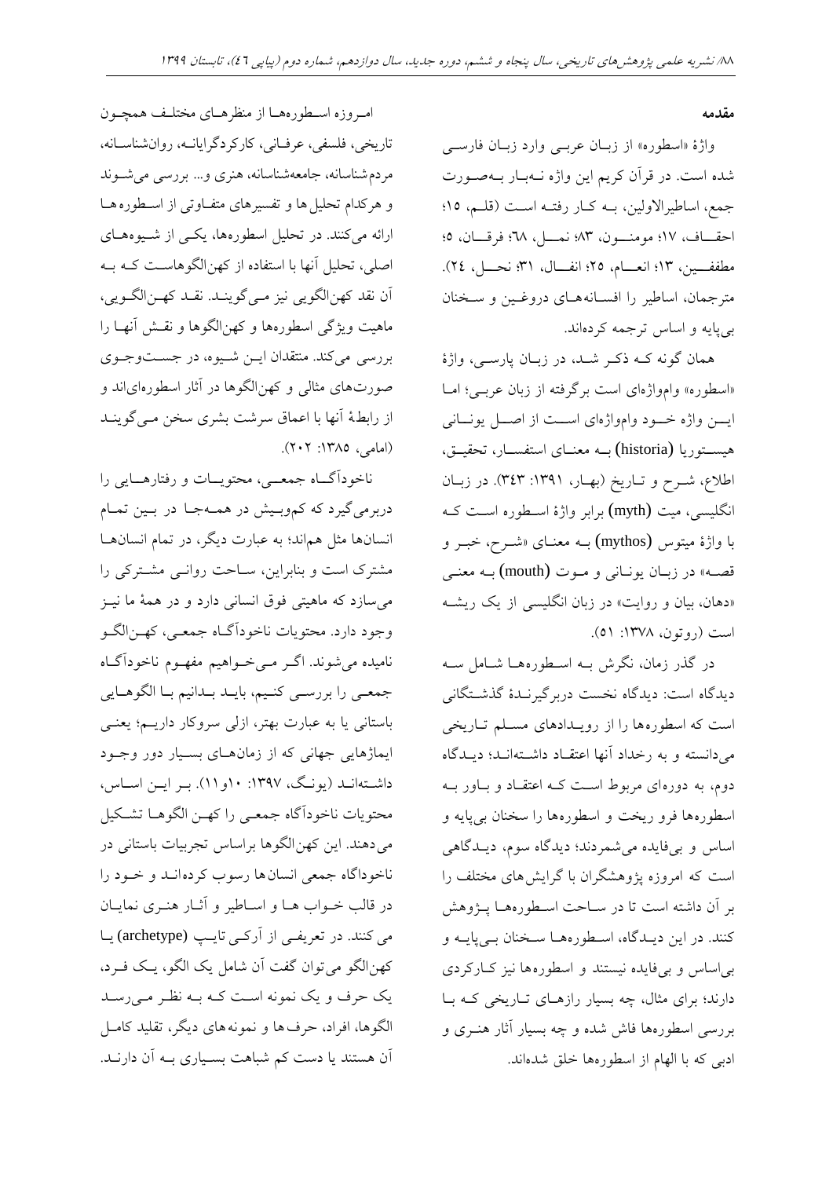## مقدمه

واژهٔ «اسطوره» از زبان عربی وارد زبان فارسی شده است. در قرآن کریم این واژه نه‌بار به‌صورت جمع، اساطیرالاولین، به کار رفته است (قلم، ۱۵؛ احقاف، ۱۷؛ مومنون، ۸۳؛ نمل، ٦٨؛ فرقان، ۵؛ مطففین، ۱۳؛ انعام، ۲۵؛ انفال، ۳۱؛ نحل، ۲٤). مترجمان، اساطیر را افسانه‌های دروغین و سخنان بی‌پایه و اساس ترجمه کرده‌اند.

همان گونه که ذکر شد، در زبان پارسی، واژهٔ «اسطوره» وام‌واژه‌ای است برگرفته از زبان عربی؛ اما این واژه خود وام‌واژه‌ای است از اصل یونانی هیستوریا (historia) به معنای استفسار، تحقیق، اطلاع، شرح و تاریخ (بهار، ۱۳۹۱: ۳٤۳). در زبان انگلیسی، میت (myth) برابر واژهٔ اسطوره است که با واژهٔ میتوس (mythos) به معنای «شرح، خبر و قصه» در زبان یونانی و موت (mouth) به معنی «دهان، بیان و روایت» در زبان انگلیسی از یک ریشه است (روتون، ۱۳۷۸: ۵۱).

در گذر زمان، نگرش به اسطوره‌ها شامل سه دیدگاه است: دیدگاه نخست دربرگیرندهٔ گذشتگانی است که اسطوره‌ها را از رویدادهای مسلم تاریخی می‌دانسته و به رخداد آنها اعتقاد داشته‌اند؛ دیدگاه دوم، به دوره‌ای مربوط است که اعتقاد و باور به اسطوره‌ها فرو ریخت و اسطوره‌ها را سخنان بی‌پایه و اساس و بی‌فایده می‌شمردند؛ دیدگاه سوم، دیدگاهی است که امروزه پژوهشگران با گرایش‌های مختلف را بر آن داشته است تا در ساحت اسطوره‌ها پژوهش کنند. در این دیدگاه، اسطوره‌ها سخنان بی‌پایه و بی‌اساس و بی‌فایده نیستند و اسطوره‌ها نیز کارکردی دارند؛ برای مثال، چه بسیار رازهای تاریخی که با بررسی اسطوره‌ها فاش شده و چه بسیار آثار هنری و ادبی که با الهام از اسطوره‌ها خلق شده‌اند.

امروزه اسطوره‌ها از منظرهای مختلف همچون تاریخی، فلسفی، عرفانی، کارکردگرایانه، روان‌شناسانه، مردم‌شناسانه، جامعه‌شناسانه، هنری و... بررسی می‌شوند و هرکدام تحلیل‌ها و تفسیرهای متفاوتی از اسطوره‌ها ارائه می‌کنند. در تحلیل اسطوره‌ها، یکی از شیوه‌های اصلی، تحلیل آنها با استفاده از کهن‌الگوهاست که به آن نقد کهن‌الگویی نیز می‌گویند. نقد کهن‌الگویی، ماهیت ویژگی اسطوره‌ها و کهن‌الگوها و نقش آنها را بررسی می‌کند. منتقدان این شیوه، در جست‌وجوی صورت‌های مثالی و کهن‌الگوها در آثار اسطوره‌ای‌اند و از رابطهٔ آنها با اعماق سرشت بشری سخن می‌گویند (امامی، ۱۳۸۵: ۲۰۲).

ناخودآگاه جمعی، محتویات و رفتارهایی را دربرمی‌گیرد که کم‌وبیش در همه‌جا در بین تمام انسان‌ها مثل هم‌اند؛ به عبارت دیگر، در تمام انسان‌ها مشترک است و بنابراین، ساحت روانی مشترکی را می‌سازد که ماهیتی فوق انسانی دارد و در همهٔ ما نیز وجود دارد. محتویات ناخودآگاه جمعی، کهن‌الگو نامیده می‌شوند. اگر می‌خواهیم مفهوم ناخودآگاه جمعی را بررسی کنیم، باید بدانیم با الگوهایی باستانی یا به عبارت بهتر، ازلی سروکار داریم؛ یعنی ایماژهایی جهانی که از زمان‌های بسیار دور وجود داشته‌اند (یونگ، ۱۳۹۷: ۱۰و۱۱). بر این اساس، محتویات ناخودآگاه جمعی را کهن الگوها تشکیل می‌دهند. این کهن‌الگوها براساس تجربیات باستانی در ناخوداگاه جمعی انسان‌ها رسوب کرده‌اند و خود را در قالب خواب‌ها و اساطیر و آثار هنری نمایان می‌کنند. در تعریفی از آرکی‌تایپ (archetype) یا کهن‌الگو می‌توان گفت آن شامل یک الگو، یک فرد، یک حرف و یک نمونه است که به نظر می‌رسد الگوها، افراد، حرف‌ها و نمونه‌های دیگر، تقلید کامل آن هستند یا دست کم شباهت بسیاری به آن دارند.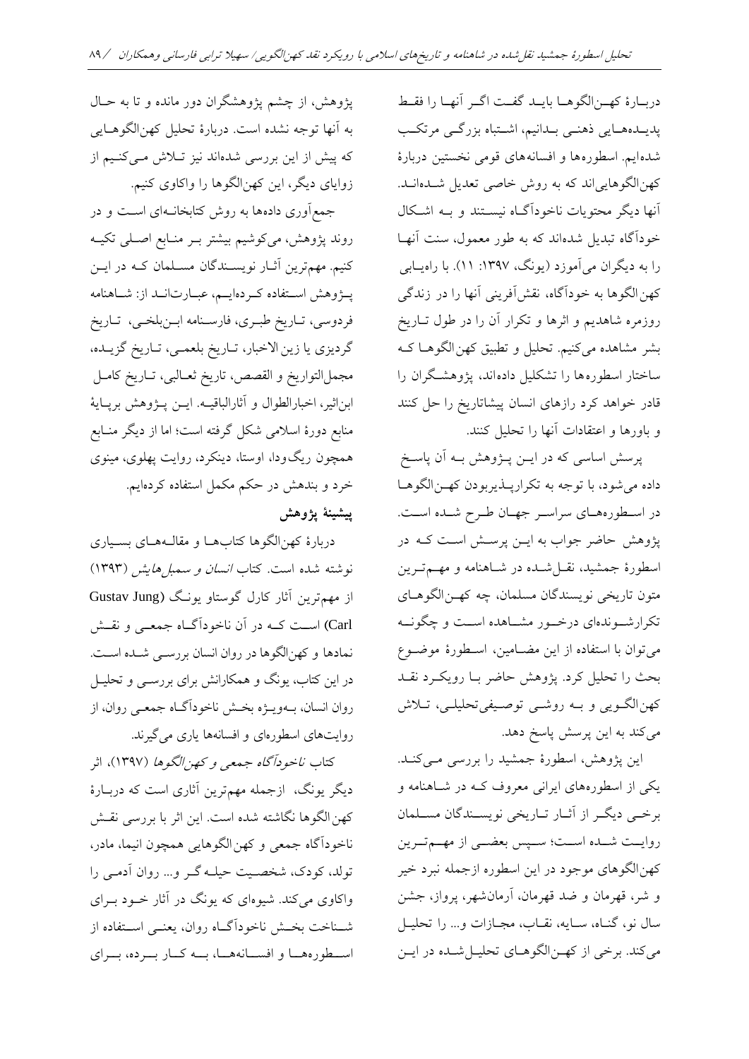دربارهٔ کهن‌الگوها باید گفت اگر آنها را فقط پدیده‌های ذهنی بدانیم، اشتباه بزرگی مرتکب شده‌ایم. اسطوره‌ها و افسانه‌های قومی نخستین دربارهٔ کهن‌الگوهایی‌اند که به روش خاصی تعدیل شده‌اند. آنها دیگر محتویات ناخودآگاه نیستند و به اشکال خودآگاه تبدیل شده‌اند که به طور معمول، سنت آنها را به دیگران می‌آموزد (یونگ، ۱۳۹۷: ۱۱). با راه‌یابی کهن‌الگوها به خودآگاه، نقش‌آفرینی آنها را در زندگی روزمره شاهدیم و اثرها و تکرار آن را در طول تاریخ بشر مشاهده می‌کنیم. تحلیل و تطبیق کهن‌الگوها که ساختار اسطوره‌ها را تشکیل داده‌اند، پژوهشگران را قادر خواهد کرد رازهای انسان پیشاتاریخ را حل کنند و باورها و اعتقادات آنها را تحلیل کنند.

پرسش اساسی که در این پژوهش به آن پاسخ داده می‌شود، با توجه به تکرارپذیربودن کهن‌الگوها در اسطوره‌های سراسر جهان طرح شده است. پژوهش حاضر جواب به این پرسش است که در اسطورهٔ جمشید، نقل‌شده در شاهنامه و مهم‌ترین متون تاریخی نویسندگان مسلمان، چه کهن‌الگوهای تکرارشونده‌ای درخور مشاهده است و چگونه می‌توان با استفاده از این مضامین، اسطورهٔ موضوع بحث را تحلیل کرد. پژوهش حاضر با رویکرد نقد کهن‌الگویی و به روشی توصیفی‌تحلیلی، تلاش می‌کند به این پرسش پاسخ دهد.

این پژوهش، اسطورهٔ جمشید را بررسی می‌کند. یکی از اسطوره‌های ایرانی معروف که در شاهنامه و برخی دیگر از آثار تاریخی نویسندگان مسلمان روایت شده است؛ سپس بعضی از مهم‌ترین کهن‌الگوهای موجود در این اسطوره ازجمله نبرد خیر و شر، قهرمان و ضد قهرمان، آرمان‌شهر، پرواز، جشن سال نو، گناه، سایه، نقاب، مجازات و... را تحلیل می‌کند. برخی از کهن‌الگوهای تحلیل‌شده در این پژوهش، از چشم پژوهشگران دور مانده و تا به حال به آنها توجه نشده است. دربارهٔ تحلیل کهن‌الگوهایی که پیش از این بررسی شده‌اند نیز تلاش می‌کنیم از زوایای دیگر، این کهن‌الگوها را واکاوی کنیم.

جمع‌آوری داده‌ها به روش کتابخانه‌ای است و در روند پژوهش، می‌کوشیم بیشتر بر منابع اصلی تکیه کنیم. مهم‌ترین آثار نویسندگان مسلمان که در این پژوهش استفاده کرده‌ایم، عبارت‌اند از: شاهنامه فردوسی، تاریخ طبری، فارسنامه ابن‌بلخی، تاریخ گردیزی یا زین‌الاخبار، تاریخ بلعمی، تاریخ گزیده، مجمل‌التواریخ و القصص، تاریخ ثعالبی، تاریخ کامل ابن‌اثیر، اخبارالطوال و آثارالباقیه. این پژوهش برپایهٔ منابع دورهٔ اسلامی شکل گرفته است؛ اما از دیگر منابع همچون ریگ‌ودا، اوستا، دینکرد، روایت پهلوی، مینوی خرد و بندهش در حکم مکمل استفاده کرده‌ایم.

## پیشینهٔ پژوهش

دربارهٔ کهن‌الگوها کتاب‌ها و مقاله‌های بسیاری نوشته شده است. کتاب *انسان و سمبل‌هایش* (۱۳۹۳) از مهم‌ترین آثار کارل گوستاو یونگ (Gustav Jung Carl) است که در آن ناخودآگاه جمعی و نقش نمادها و کهن‌الگوها در روان انسان بررسی شده است. در این کتاب، یونگ و همکارانش برای بررسی و تحلیل روان انسان، به‌ویژه بخش ناخودآگاه جمعی روان، از روایت‌های اسطوره‌ای و افسانه‌ها یاری می‌گیرند.

کتاب *ناخودآگاه جمعی و کهن‌الگوها* (۱۳۹۷)، اثر دیگر یونگ، ازجمله مهم‌ترین آثاری است که دربارهٔ کهن‌الگوها نگاشته شده است. این اثر با بررسی نقش ناخودآگاه جمعی و کهن‌الگوهایی همچون انیما، مادر، تولد، کودک، شخصیت حیله‌گر و... روان آدمی را واکاوی می‌کند. شیوه‌ای که یونگ در آثار خود برای شناخت بخش ناخودآگاه روان، یعنی استفاده از اسطوره‌ها و افسانه‌ها، به کار برده، برای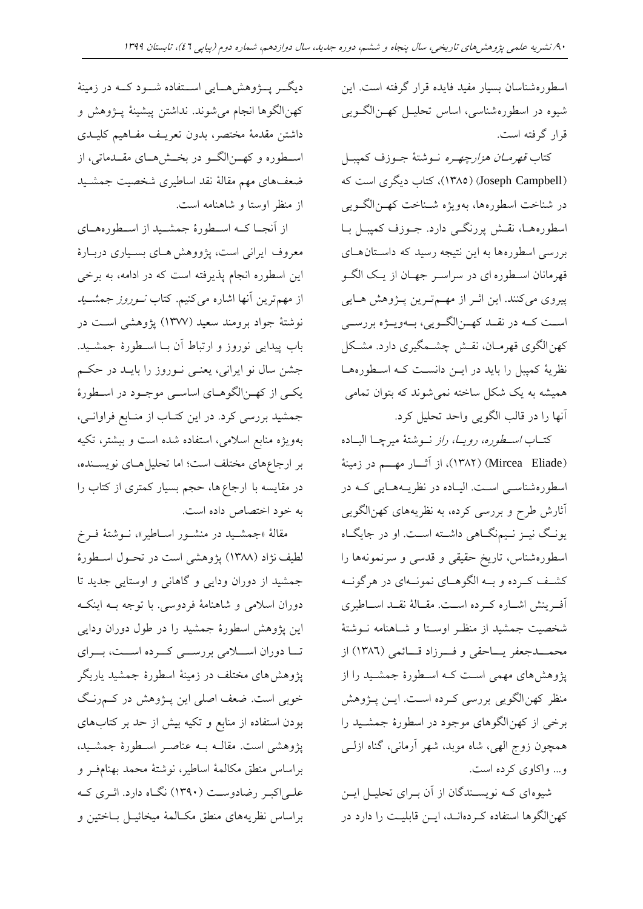اسطوره‌شناسان بسیار مفید فایده قرار گرفته است. این شیوه در اسطوره‌شناسی، اساس تحلیل کهن‌الگویی قرار گرفته است.

کتاب *قهرمان هزارچهره* نوشتهٔ جوزف کمپبل (Joseph Campbell) (۱۳۸۵)، کتاب دیگری است که در شناخت اسطوره‌ها، به‌ویژه شناخت کهن‌الگویی اسطوره‌ها، نقش پررنگی دارد. جوزف کمپبل با بررسی اسطوره‌ها به این نتیجه رسید که داستان‌های قهرمانان اسطوره ای در سراسر جهان از یک الگو پیروی می‌کنند. این اثر از مهم‌ترین پژوهش هایی است که در نقد کهن‌الگویی، به‌ویژه بررسی کهن‌الگوی قهرمان، نقش چشمگیری دارد. مشکل نظریهٔ کمپبل را باید در این دانست که اسطوره‌ها همیشه به یک شکل ساخته نمی‌شوند که بتوان تمامی آنها را در قالب الگویی واحد تحلیل کرد.

کتاب *اسطوره، رویا، راز* نوشتهٔ میرچا الیاده (Mircea Eliade) (۱۳۸۲)، از آثار مهم در زمینهٔ اسطوره‌شناسی است. الیاده در نظریه‌هایی که در آثارش طرح و بررسی کرده، به نظریه‌های کهن‌الگویی یونگ نیز نیم‌نگاهی داشته است. او در جایگاه اسطوره‌شناس، تاریخ حقیقی و قدسی و سرنمونه‌ها را کشف کرده و به الگوهای نمونه‌ای در هرگونه آفرینش اشاره کرده است. مقالهٔ نقد اساطیری شخصیت جمشید از منظر اوستا و شاهنامه نوشتهٔ محمدجعفر یاحقی و فرزاد قائمی (۱۳۸۶) از پژوهش‌های مهمی است که اسطورهٔ جمشید را از منظر کهن‌الگویی بررسی کرده است. این پژوهش برخی از کهن‌الگوهای موجود در اسطورهٔ جمشید را همچون زوج الهی، شاه موبد، شهر آرمانی، گناه ازلی و... واکاوی کرده است.

شیوه‌ای که نویسندگان از آن برای تحلیل این کهن‌الگوها استفاده کرده‌اند، این قابلیت را دارد در دیگر پژوهش‌هایی استفاده شود که در زمینهٔ کهن‌الگوها انجام می‌شوند. نداشتن پیشینهٔ پژوهش و داشتن مقدمهٔ مختصر، بدون تعریف مفاهیم کلیدی اسطوره و کهن‌الگو در بخش‌های مقدماتی، از ضعف‌های مهم مقالهٔ نقد اساطیری شخصیت جمشید از منظر اوستا و شاهنامه است.

از آنجا که اسطورهٔ جمشید از اسطوره‌های معروف ایرانی است، پژووهش‌های بسیاری دربارهٔ این اسطوره انجام پذیرفته است که در ادامه، به برخی از مهم‌ترین آنها اشاره می‌کنیم. کتاب *نوروز جمشید* نوشتهٔ جواد برومند سعید (۱۳۷۷) پژوهشی است در باب پیدایی نوروز و ارتباط آن با اسطورهٔ جمشید. جشن سال نو ایرانی، یعنی نوروز را باید در حکم یکی از کهن‌الگوهای اساسی موجود در اسطورهٔ جمشید بررسی کرد. در این کتاب از منابع فراوانی، به‌ویژه منابع اسلامی، استفاده شده است و بیشتر، تکیه بر ارجاع‌های مختلف است؛ اما تحلیل‌های نویسنده، در مقایسه با ارجاع‌ها، حجم بسیار کمتری از کتاب را به خود اختصاص داده است.

مقالهٔ «جمشید در منشور اساطیر»، نوشتهٔ فرخ لطیف نژاد (۱۳۸۸) پژوهشی است در تحول اسطورهٔ جمشید از دوران ودایی و گاهانی و اوستایی جدید تا دوران اسلامی و شاهنامهٔ فردوسی. با توجه به اینکه این پژوهش اسطورهٔ جمشید را در طول دوران ودایی تا دوران اسلامی بررسی کرده است، برای پژوهش‌های مختلف در زمینهٔ اسطورهٔ جمشید یاریگر خوبی است. ضعف اصلی این پژوهش در کم‌رنگ بودن استفاده از منابع و تکیه بیش از حد بر کتاب‌های پژوهشی است. مقاله به عناصر اسطورهٔ جمشید، براساس منطق مکالمهٔ اساطیر، نوشتهٔ محمد بهنام‌فر و علی‌اکبر رضادوست (۱۳۹۰) نگاه دارد. اثری که براساس نظریه‌های منطق مکالمهٔ میخائیل باختین و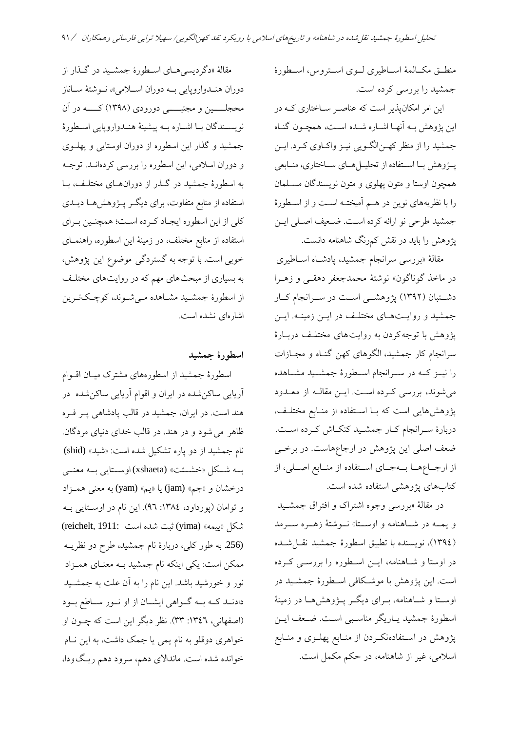منطـق مکـالمهٔ اسـاطیری لـوی اسـتروس، اسـطورهٔ جمشید را بررسی کرده است.

این امر امکان‌پذیر است که عناصـر سـاختاری کـه در این پژوهش بـه آنهـا اشـاره شـده اسـت، همچـون گنـاه جمشید را از منظر کهـن‌الگـویی نیـز واکـاوی کـرد. ایـن پـژوهش بـا اسـتفاده از تحلیـل‌هـای سـاختاری، منـابعی همچون اوستا و متون پهلوی و متون نویسندگان مسـلمان را با نظریه‌های نوین در هـم آمیختـه اسـت و از اسـطورهٔ جمشید طرحی نو ارائه کرده است. ضـعیف اصـلی ایـن پژوهش را باید در نقش کم‌رنگ شاهنامه دانست.

مقالهٔ «بررسی سرانجام جمشید، پادشـاه اسـاطیری در ماخذ گوناگون» نوشتهٔ محمدجعفر دهقـی و زهـرا دشـتبان (۱۳۹۲) پژوهشـی اسـت در سـرانجام کـار جمشید و روایـت‌هـای مختلـف در ایـن زمینـه. ایـن پژوهش با توجه‌کردن به روایت‌های مختلـف دربـارهٔ سرانجام کار جمشید، الگوهای کهن گنـاه و مجـازات را نیـز کـه در سـرانجام اسـطورهٔ جمشـید مشـاهده می‌شوند، بررسی کـرده اسـت. ایـن مقالـه از معـدود پژوهش‌هایی است که بـا اسـتفاده از منـابع مختلـف، دربارهٔ سـرانجام کـار جمشـید کنکـاش کـرده اسـت. ضعف اصلی این پژوهش در ارجاع‌هاست. در برخـی از ارجـاع‌هـا بـه‌جـای اسـتفاده از منـابع اصـلی، از کتاب‌های پژوهشی استفاده شده است.

در مقالهٔ «بررسی وجوه اشتراک و افتراق جمشـید و یمـه در شـاهنامه و اوسـتا» نـوشتهٔ زهـره سـرمد (۱۳۹٤)، نویسنده با تطبیق اسطورهٔ جمشید نقـل‌شـده در اوستا و شـاهنامه، ایـن اسـطوره را بررسـی کـرده است. این پژوهش با موشـکافی اسـطورهٔ جمشـید در اوسـتا و شـاهنامه، بـرای دیگـر پـژوهش‌هـا در زمینهٔ اسطورهٔ جمشید یـاریگر مناسـبی اسـت. ضـعف ایـن پژوهش در اسـتفاده‌نکـردن از منـابع پهلـوی و منـابع اسلامی، غیر از شاهنامه، در حکم مکمل است.

مقالهٔ «دگردیسی‌هـای اسـطورهٔ جمشـید در گـذار از دوران هنـدواروپایی بـه دوران اسـلامی»، نـوشتهٔ سـاناز محجلـــین و مجتبـــی دورودی (۱۳۹۸) کـــه در آن نویسـندگان بـا اشـاره بـه پیشینهٔ هنـدواروپایی اسـطورهٔ جمشید و گذار این اسطوره از دوران اوستایی و پهلـوی و دوران اسلامی، این اسطوره را بررسی کرده‌انـد. توجـه به اسطورهٔ جمشید در گـذر از دوران‌هـای مختلـف، بـا استفاده از منابع متفاوت، برای دیگـر پـژوهش‌هـا دیـدی کلی از این اسطوره ایجـاد کـرده اسـت؛ همچنـین بـرای استفاده از منابع مختلف، در زمینهٔ این اسطوره، راهنمـای خوبی است. با توجه به گستردگی موضوع این پژوهش، به بسیاری از مبحث‌های مهم که در روایت‌های مختلـف از اسطورهٔ جمشـید مشـاهده مـی‌شـوند، کوچـک‌تـرین اشاره‌ای نشده است.

## اسطورهٔ جمشید

اسطورهٔ جمشید از اسطوره‌های مشترک میـان اقـوام آریایی ساکن‌شده در ایران و اقوام آریایی ساکن‌شده در هند است. در ایران، جمشید در قالب پادشاهی پـر فـره ظاهر می‌شود و در هند، در قالب خدای دنیای مردگان. نام جمشید از دو پاره تشکیل شده است: «شید» (shid) بـه شـکل «خشـئت» (xshaeta) اوسـتایی بـه معنـی درخشان و «جم» (jam) یا «یم» (yam) به معنی همـزاد و توامان (پورداود، ۱۳۸٤: ۹٦). این نام در اوسـتایی بـه شکل «ییمه» (yima) ثبت شده است (reichelt, 1911: 256). به طور کلی، دربارهٔ نام جمشید، طرح دو نظریـه ممکن است: یکی اینکه نام جمشید بـه معنـای همـزاد نور و خورشید باشد. این نام را به آن علت به جمشـید دادنـد کـه بـه گـواهی ایشـان از او نـور سـاطع بـود (اصفهانی، ۱۳٤٦: ۳۳). نظر دیگر این است که چـون او خواهری دوقلو به نام یمی یا جمک داشت، به این نـام خوانده شده است. ماندالای دهم، سرود دهم ریـگ‌ودا،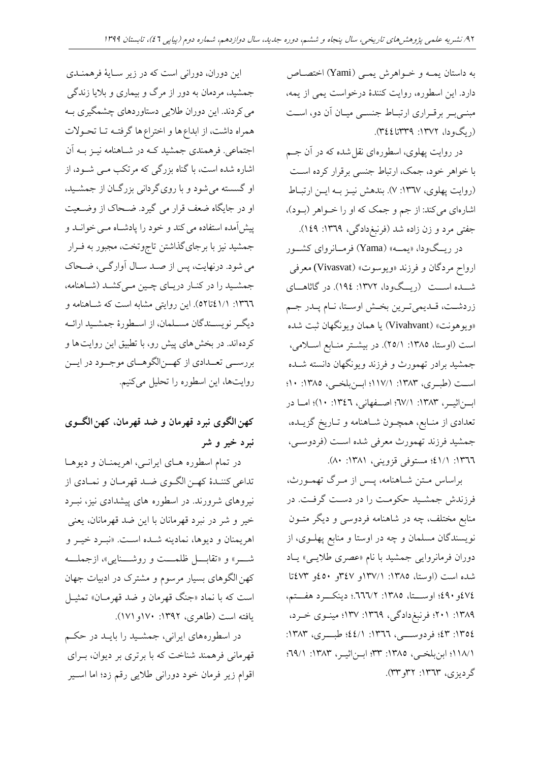به داستان یمه و خـواهرش یمـی (Yami) اختصـاص دارد. این اسطوره، روایت کنندهٔ درخواست یمی از یمه، مبنـی‌بـر برقـراری ارتبـاط جنسـی میـان آن دو، اسـت (ریگ‌ودا، ۱۳۷۲: ۳۳۹تا۳۴۴).

در روایت پهلوی، اسطوره‌ای نقل‌شده که در آن جـم با خواهر خود، جمک، ارتباط جنسی برقرار کرده اسـت (روایت پهلوی، ۱۳۶۷: ۷). بندهش نیـز بـه ایـن ارتبـاط اشاره‌ای می‌کند: از جم و جمک که او را خـواهر (بـود)، جفتی مرد و زن زاده شد (فرنبغ‌دادگی، ۱۳۶۹: ۱۴۹).

در ریـگ‌ودا، «یمـه» (Yama) فرمـانروای کشـور ارواح مردگان و فرزند «ویوسوت» (Vivasvat) معرفی شـده اسـت (ریـگ‌ودا، ۱۳۷۲: ۱۹۴). در گاثاهـای زردشـت، قـدیمی‌تـرین بخـش اوسـتا، نـام پـدر جـم «ویوهونت» (Vivahvant) یا همان ویونگهان ثبت شده است (اوستا، ۱۳۸۵: ۲۵/۱). در بیشـتر منـابع اسـلامی، جمشید برادر تهمورث و فرزند ویونگهان دانسته شـده اسـت (طبـری، ۱۳۸۳: ۱۱۷/۱؛ ابـن‌بلخـی، ۱۳۸۵: ۱۰؛ ابـن‌اثیـر، ۱۳۸۳: ۶۷/۱؛ اصـفهانی، ۱۳۴۶: ۱۰)؛ امـا در تعدادی از منـابع، همچـون شـاهنامه و تـاریخ گزیـده، جمشید فرزند تهمورث معرفی شده اسـت (فردوسـی، ۱۳۶۶: ۴۱/۱؛ مستوفی قزوینی، ۱۳۸۱: ۸۰).

براساس مـتن شـاهنامه، پـس از مـرگ تهمـورث، فرزندش جمشـید حکومـت را در دسـت گرفـت. در منابع مختلف، چه در شاهنامه فردوسی و دیگر متـون نویسندگان مسلمان و چه در اوستا و منابع پهلـوی، از دوران فرمانروایی جمشید با نام «عصری طلایـی» یـاد شده است (اوستا، ۱۳۸۵: ۱۳۷/۱و ۳۴۷و ۴۵۰و ۴۷۳تا ۴۷۴و ۴۹۰؛ اوسـتا، ۱۳۸۵: ۶۶۶/۲؛ دینکـرد هفـتم، ۱۳۸۹: ۲۰۱؛ فرنبغ‌دادگی، ۱۳۶۹: ۱۳۷؛ مینـوی خـرد، ۱۳۵۴: ۴۳؛ فردوسـی، ۱۳۶۶: ۴۴/۱؛ طبـری، ۱۳۸۳: ۱۱۸/۱؛ ابن‌بلخی، ۱۳۸۵: ۳۳؛ ابـن‌اثیـر، ۱۳۸۳: ۶۹/۱؛ گردیزی، ۱۳۶۳: ۳۲و۳۳).

این دوران، دورانی است که در زیر سـایهٔ فرهمنـدی جمشید، مردمان به دور از مرگ و بیماری و بلایا زندگی می‌کردند. این دوران طلایی دستاوردهای چشمگیری بـه همراه داشت، از ابداع‌ها و اختراع‌ها گرفتـه تـا تحـولات اجتماعی. فرهمندی جمشید کـه در شـاهنامه نیـز بـه آن اشاره شده است، با گناه بزرگی که مرتکب مـی شـود، از او گسسته می‌شود و با روی‌گردانی بزرگـان از جمشـید، او در جایگاه ضعف قرار می گیرد. ضـحاک از وضـعیت پیش‌آمده استفاده می‌کند و خود را پادشـاه مـی‌خوانـد و جمشید نیز با برجای‌گذاشتن تاج‌وتخت، مجبور به فـرار می‌شود. درنهایت، پس از صـد سـال آوارگـی، ضـحاک جمشـید را در کنـار دریـای چـین مـی‌کشـد (شـاهنامه، ۱۳۶۶: ۴۱/۱تا۵۲). این روایتی مشابه است که شـاهنامه و دیگـر نویسـندگان مسـلمان، از اسـطورهٔ جمشـید ارائـه کرده‌اند. در بخش‌های پیش رو، با تطبیق این روایت‌ها و بررسـی تعـدادی از کهـن‌الگوهـای موجـود در ایـن روایت‌ها، این اسطوره را تحلیل می‌کنیم.

## کهن‌الگوی نبرد قهرمان و ضد قهرمان، کهن‌الگـوی نبرد خیر و شر

در تمام اسطوره هـای ایرانـی، اهریمنـان و دیوهـا تداعی کننـدهٔ کهـن‌الگـوی ضـد قهرمـان و نمـادی از نیروهای شرورند. در اسطوره های پیشدادی نیز، نبـرد خیر و شر در نبرد قهرمانان با این ضد قهرمانان، یعنی اهریمنان و دیوها، نمادینه شـده اسـت. «نبـرد خیـر و شـر» و «تقابـل ظلمـت و روشـنایی»، ازجملـه کهن‌الگوهای بسیار مرسوم و مشترک در ادبیات جهان است که با نماد «جنگ قهرمان و ضد قهرمـان» تمثیـل یافته است (طاهری، ۱۳۹۲: ۱۷۰و ۱۷۱).

در اسطوره‌های ایرانی، جمشید را بایـد در حکـم قهرمانی فرهمند شناخت که با برتری بر دیوان، بـرای اقوام زیر فرمان خود دورانی طلایی رقم زد؛ اما اسـیر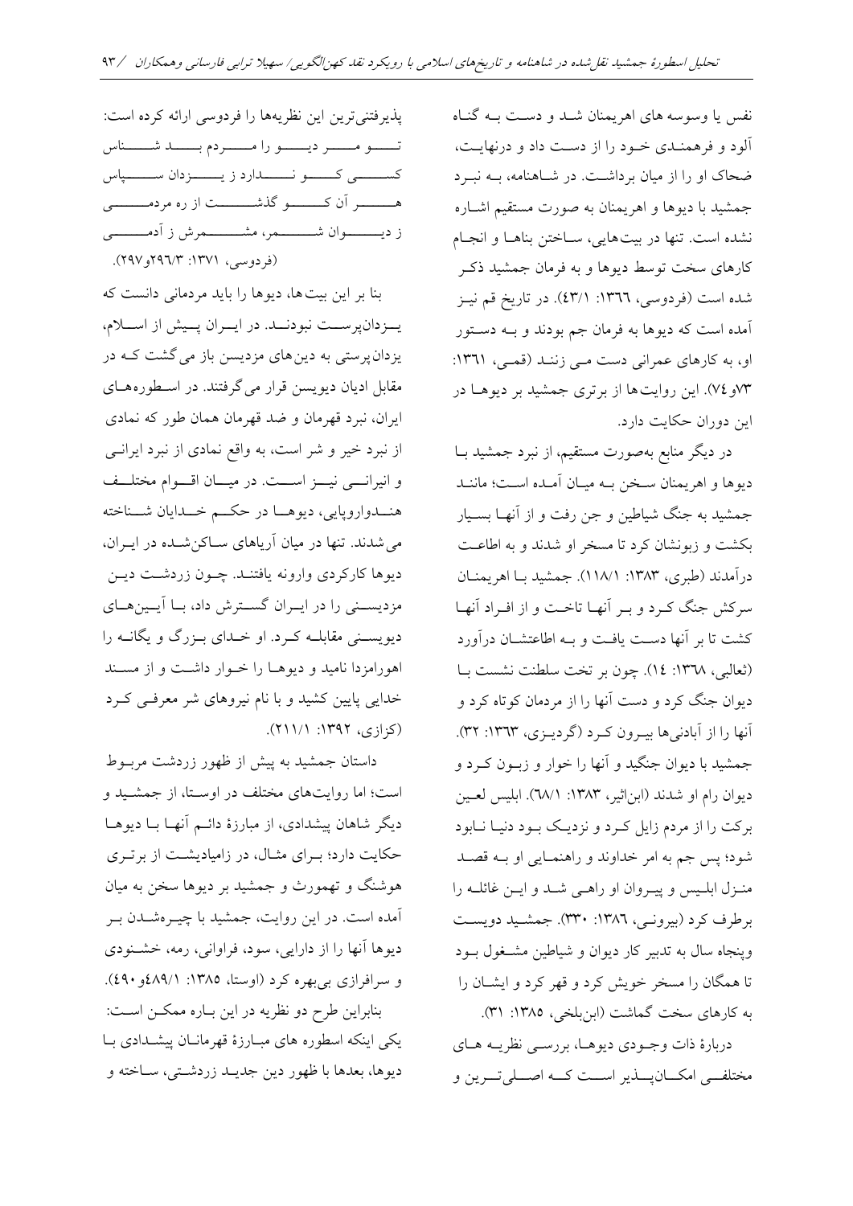نفس یا وسوسه های اهریمنان شد و دست به گناه آلود و فرهمندی خود را از دست داد و درنهایت، ضحاک او را از میان برداشت. در شاهنامه، به نبرد جمشید با دیوها و اهریمنان به صورت مستقیم اشاره نشده است. تنها در بیت‌هایی، ساختن بناها و انجام کارهای سخت توسط دیوها و به فرمان جمشید ذکر شده است (فردوسی، ۱۳۶۶: ۴۳/۱). در تاریخ قم نیز آمده است که دیوها به فرمان جم بودند و به دستور او، به کارهای عمرانی دست می زنند (قمی، ۱۳۶۱: ۷۳و۷۴). این روایت‌ها از برتری جمشید بر دیوها در این دوران حکایت دارد.

در دیگر منابع به‌صورت مستقیم، از نبرد جمشید با دیوها و اهریمنان سخن به میان آمده است؛ مانند جمشید به جنگ شیاطین و جن رفت و از آنها بسیار بکشت و زبونشان کرد تا مسخر او شدند و به اطاعت درآمدند (طبری، ۱۳۸۳: ۱۱۸/۱). جمشید با اهریمنان سرکش جنگ کرد و بر آنها تاخت و از افراد آنها کشت تا بر آنها دست یافت و به اطاعتشان درآورد (ثعالبی، ۱۳۶۸: ۱۴). چون بر تخت سلطنت نشست با دیوان جنگ کرد و دست آنها را از مردمان کوتاه کرد و آنها را از آبادنی‌ها بیرون کرد (گردیزی، ۱۳۶۳: ۳۲). جمشید با دیوان جنگید و آنها را خوار و زبون کرد و دیوان رام او شدند (ابن‌اثیر، ۱۳۸۳: ۶۸/۱). ابلیس لعین برکت را از مردم زایل کرد و نزدیک بود دنیا نابود شود؛ پس جم به امر خداوند و راهنمایی او به قصد منزل ابلیس و پیروان او راهی شد و این غائله را برطرف کرد (بیرونی، ۱۳۸۶: ۳۳۰). جمشید دویست وپنجاه سال به تدبیر کار دیوان و شیاطین مشغول بود تا همگان را مسخر خویش کرد و قهر کرد و ایشان را به کارهای سخت گماشت (ابن‌بلخی، ۱۳۸۵: ۳۱).

دربارۀ ذات وجودی دیوها، بررسی نظریه های مختلفی امکان‌پذیر است که اصلی‌ترین و پذیرفتنی‌ترین این نظریه‌ها را فردوسی ارائه کرده است:

تو مر دیو را مردم بد شناس / کسی کو ندارد ز یزدان سپاس
هر آن کو گذشت از ره مردمی / ز دیوان شمر، مشمرش ز آدمی
(فردوسی، ۱۳۷۱: ۲۹۶/۳و۲۹۷).

بنا بر این بیت‌ها، دیوها را باید مردمانی دانست که یزدان‌پرست نبودند. در ایران پیش از اسلام، یزدان‌پرستی به دین‌های مزدیسن باز می‌گشت که در مقابل ادیان دیویسن قرار می‌گرفتند. در اسطوره‌های ایران، نبرد قهرمان و ضد قهرمان همان طور که نمادی از نبرد خیر و شر است، به واقع نمادی از نبرد ایرانی و انیرانی نیز است. در میان اقوام مختلف هندواروپایی، دیوها در حکم خدایان شناخته می‌شدند. تنها در میان آریاهای ساکن‌شده در ایران، دیوها کارکردی وارونه یافتند. چون زردشت دین مزدیسنی را در ایران گسترش داد، با آیین‌های دیویسنی مقابله کرد. او خدای بزرگ و یگانه را اهورامزدا نامید و دیوها را خوار داشت و از مسند خدایی پایین کشید و با نام نیروهای شر معرفی کرد (کزازی، ۱۳۹۲: ۲۱۱/۱).

داستان جمشید به پیش از ظهور زردشت مربوط است؛ اما روایت‌های مختلف در اوستا، از جمشید و دیگر شاهان پیشدادی، از مبارزۀ دائم آنها با دیوها حکایت دارد؛ برای مثال، در زامیادیشت از برتری هوشنگ و تهمورث و جمشید بر دیوها سخن به میان آمده است. در این روایت، جمشید با چیره‌شدن بر دیوها آنها را از دارایی، سود، فراوانی، رمه، خشنودی و سرافرازی بی‌بهره کرد (اوستا، ۱۳۸۵: ۴۸۹/۱و۴۹۰).

بنابراین طرح دو نظریه در این باره ممکن است: یکی اینکه اسطوره های مبارزۀ قهرمانان پیشدادی با دیوها، بعدها با ظهور دین جدید زردشتی، ساخته و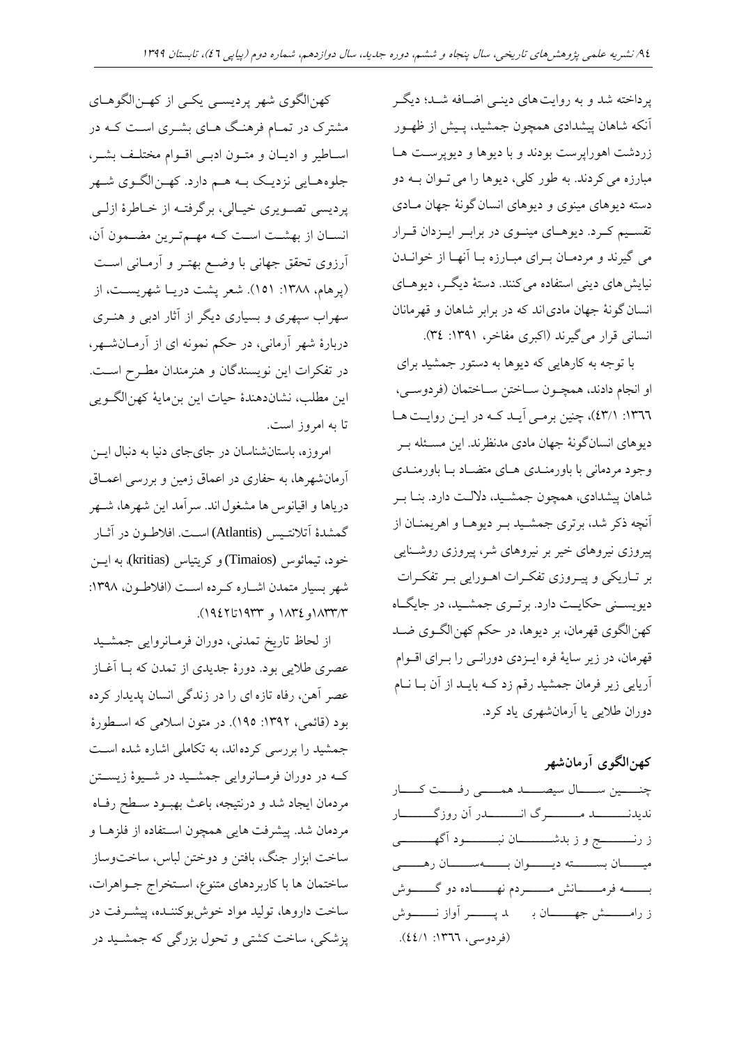پرداخته شد و به روایت‌های دینی اضافه شد؛ دیگر آنکه شاهان پیشدادی همچون جمشید، پیش از ظهور زردشت اهوراپرست بودند و با دیوها و دیوپرست ها مبارزه می‌کردند. به طور کلی، دیوها را می توان به دو دسته دیوهای مینوی و دیوهای انسان‌گونهٔ جهان مادی تقسیم کرد. دیوهای مینوی در برابر ایزدان قرار می گیرند و مردمان برای مبارزه با آنها از خواندن نیایش‌های دینی استفاده می‌کنند. دستهٔ دیگر، دیوهای انسان‌گونهٔ جهان مادی‌اند که در برابر شاهان و قهرمانان انسانی قرار می‌گیرند (اکبری مفاخر، ۱۳۹۱: ۳٤).

با توجه به کارهایی که دیوها به دستور جمشید برای او انجام دادند، همچون ساختن ساختمان (فردوسی، ۱۳٦٦: ٤۳/۱)، چنین برمی آید که در این روایت ها دیوهای انسان‌گونهٔ جهان مادی مدنظرند. این مسئله بر وجود مردمانی با باورمندی های متضاد با باورمندی شاهان پیشدادی، همچون جمشید، دلالت دارد. بنا بر آنچه ذکر شد، برتری جمشید بر دیوها و اهریمنان از پیروزی نیروهای خیر بر نیروهای شر، پیروزی روشنایی بر تاریکی و پیروزی تفکرات اهورایی بر تفکرات دیویسنی حکایت دارد. برتری جمشید، در جایگاه کهن‌الگوی قهرمان، بر دیوها، در حکم کهن‌الگوی ضد قهرمان، در زیر سایهٔ فره ایزدی دورانی را برای اقوام آریایی زیر فرمان جمشید رقم زد که باید از آن با نام دوران طلایی یا آرمانشهری یاد کرد.

## کهن‌الگوی آرمانشهر

چنین سال سیصد همی رفت کار
ندیدند مرگ اندر آن روزگار
ز رنج و ز بدشان نبود آگهی
میان بسته دیوان بسان رهی
به فرمانش مردم نهاده دو گوش
ز رامش جهان پر آواز نوش
(فردوسی، ۱۳٦٦: ٤٤/۱).

کهن‌الگوی شهر پردیسی یکی از کهن‌الگوهای مشترک در تمام فرهنگ های بشری است که در اساطیر و ادیان و متون ادبی اقوام مختلف بشر، جلوه‌هایی نزدیک به هم دارد. کهن‌الگوی شهر پردیسی تصویری خیالی، برگرفته از خاطرهٔ ازلی انسان از بهشت است که مهم‌ترین مضمون آن، آرزوی تحقق جهانی با وضع بهتر و آرمانی است (پرهام، ۱۳۸۸: ۱۵۱). شعر پشت دریا شهری‌ست، از سهراب سپهری و بسیاری دیگر از آثار ادبی و هنری دربارهٔ شهر آرمانی، در حکم نمونه ای از آرمان‌شهر، در تفکرات این نویسندگان و هنرمندان مطرح است. این مطلب، نشان‌دهندهٔ حیات این بن‌مایهٔ کهن‌الگویی تا به امروز است.

امروزه، باستان‌شناسان در جای‌جای دنیا به دنبال این آرمان‌شهرها، به حفاری در اعماق زمین و بررسی اعماق دریاها و اقیانوس ها مشغول اند. سرآمد این شهرها، شهر گمشدهٔ آتلانتیس (Atlantis) است. افلاطون در آثار خود، تیمائوس (Timaios) و کریتیاس (kritias)، به این شهر بسیار متمدن اشاره کرده است (افلاطون، ۱۳۹۸: ۱۸۳۳/۳و ۱۸۳٤ و ۱۹۳۳تا۱۹٤۲).

از لحاظ تاریخ تمدنی، دوران فرمانروایی جمشید عصری طلایی بود. دورهٔ جدیدی از تمدن که با آغاز عصر آهن، رفاه تازه ای را در زندگی انسان پدیدار کرده بود (قائمی، ۱۳۹۲: ۱۹۵). در متون اسلامی که اسطورهٔ جمشید را بررسی کرده‌اند، به تکاملی اشاره شده است که در دوران فرمانروایی جمشید در شیوهٔ زیستن مردمان ایجاد شد و درنتیجه، باعث بهبود سطح رفاه مردمان شد. پیشرفت هایی همچون استفاده از فلزها و ساخت ابزار جنگ، بافتن و دوختن لباس، ساخت‌وساز ساختمان ها با کاربردهای متنوع، استخراج جواهرات، ساخت داروها، تولید مواد خوش‌بوکننده، پیشرفت در پزشکی، ساخت کشتی و تحول بزرگی که جمشید در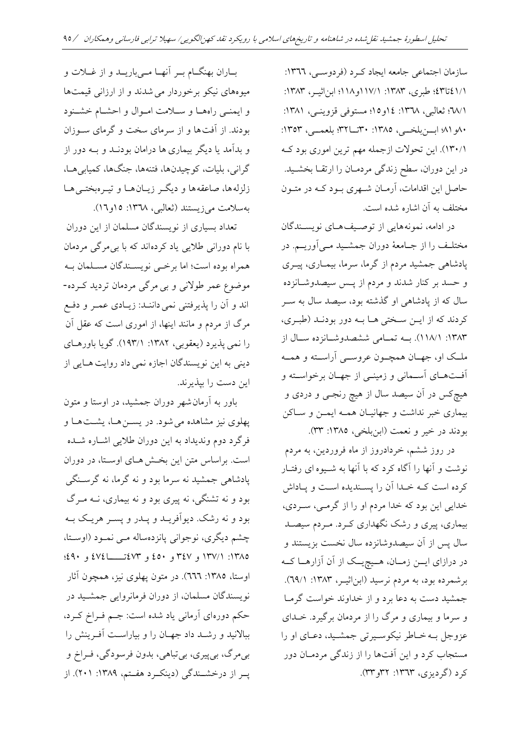سازمان اجتماعی جامعه ایجاد کـرد (فردوسـی، ۱۳٦٦: ٤١/١تا٤٣؛ طبری، ۱۳۸۳: ۱۱۷/۱و۱۱۸؛ ابن‌اثیـر، ۱۳۸۳: ٦٨/١؛ ثعالبی، ۱۳٦٨: ١٤و١٥؛ مستوفی قزوینـی، ۱۳۸۱: ۸۰و۸۱؛ ابــن‌بلخــی، ۱۳۸۵: ۳۰تــا۳۲؛ بلعمــی، ۱۳۵۳: ۱۳۰/۱). این تحولات ازجمله مهم ترین اموری بود کـه در این دوران، سطح زندگی مردمـان را ارتقـا بخشـید. حاصل این اقدامات، آرمـان شـهری بـود کـه در متـون مختلف به آن اشاره شده است.

در ادامه، نمونه‌هایی از توصـیف‌هـای نویسـندگان مختلـف را از جـامعهٔ دوران جمشـید مـی‌آوریـم. در پادشاهی جمشید مردم از گرما، سرما، بیماری، پیـری و حسد بر کنار شدند و مردم از پـس سیصدوشـانزده سال که از پادشاهی او گذشته بود، سیصد سال به سـر کردند که از ایـن سـختی هـا بـه دور بودنـد (طبـری، ۱۳۸۳: ۱۱۸/۱). بـه تمـامی ششصدوشـانزده سـال از ملـک او، جهـان همچـون عروسـی آراسـته و همـه آفـت‌هـای آسـمانی و زمینـی از جهـان برخواسـته و هیچ‌کس در آن سیصد سال از هیچ رنجـی و دردی و بیماری خبر نداشت و جهانیـان همـه ایمـن و سـاکن بودند در خیر و نعمت (ابن‌بلخی، ۱۳۸۵: ۳۳).

در روز ششم، خردادروز از ماه فروردین، به مردم نوشت و آنها را آگاه کرد که با آنها به شـیوه ای رفتـار کرده است کـه خـدا آن را پسـندیده اسـت و پـاداش خدایی این بود که خدا مردم او را از گرمـی، سـردی، بیماری، پیری و رشک نگهداری کـرد. مـردم سیصـد سال پس از آن سیصدوشانزده سال نخست بزیستند و در درازای ایــن زمــان، هــیچ‌یــک از آن آزارهــا کــه برشمرده بود، به مردم نرسید (ابن‌اثیـر، ۱۳۸۳: ٦٩/١). جمشید دست به دعا برد و از خداوند خواست گرمـا و سرما و بیماری و مرگ را از مردمان برگیرد. خـدای عزوجل بـه خـاطر نیکوسـیرتی جمشـید، دعـای او را مستجاب کرد و این آفت‌ها را از زندگی مردمـان دور کرد (گردیزی، ۱۳٦۳: ۳۲و۳۳).

بـاران بهنگـام بـر آنهـا مـی‌باریـد و از غـلات و میوه‌های نیکو برخوردار می شدند و از ارزانی قیمت‌ها و ایمنـی راه‌هـا و سـلامت امـوال و احشـام خشـنود بودند. از آفت‌ها و از سرمای سخت و گرمای سـوزان و بدآمد یا دیگر بیماری ها درامان بودنـد و بـه دور از گرانی، بلیات، کوچیدن‌ها، فتنه‌ها، جنگ‌ها، کمیابی‌هـا، زلزله‌ها، صاعقه‌ها و دیگـر زیـان‌هـا و تیـره‌بختـی‌هـا به‌سلامت می‌زیستند (ثعالبی، ۱۳٦٨: ١٥و١٦).

تعداد بسیاری از نویسندگان مسلمان از این دوران با نام دورانی طلایی یاد کرده‌اند که با بی‌مرگی مردمان همراه بوده است؛ اما برخـی نویسـندگان مسـلمان بـه موضوع عمر طولانی و بی مرگی مردمان تردید کـرده‌اند و آن را پذیرفتنی نمی‌داننـد: زیـادی عمـر و دفـع مرگ از مردم و مانند اینها، از اموری است که عقل آن را نمی پذیرد (یعقوبی، ۱۳۸۲: ۱۹۳/۱). گویا باورهـای دینی به این نویسندگان اجازه نمی داد روایت هـایی از این دست را بپذیرند.

باور به آرمان‌شهر دوران جمشید، در اوستا و متون پهلوی نیز مشاهده می‌شود. در یسـن‌هـا، یشـت‌هـا و فرگرد دوم وندیداد به این دوران طلایی اشـاره شـده است. براساس متن این بخـش‌هـای اوسـتا، در دوران پادشاهی جمشید نه سرما بود و نه گرما، نه گرسـنگی بود و نه تشنگی، نه پیری بود و نه بیماری، نـه مـرگ بود و نه رشک. دیوآفریـد و پـدر و پسـر هریـک بـه چشم دیگری، نوجوانی پانزده‌ساله مـی نمـود (اوسـتا، ۱۳۸۵: ۱۳۷/۱ و ۳٤۷ و ٤٥٠ و ٤٧٣تــــا٤٧٤ و ٤٩٠؛ اوستا، ۱۳۸۵: ٦٦٦). در متون پهلوی نیز، همچون آثار نویسندگان مسلمان، از دوران فرمانروایی جمشـید در حکم دوره‌ای آرمانی یاد شده است: جـم فـراخ کـرد، ببالانید و رشـد داد جهـان را و بیاراسـت آفـرینش را بی‌مرگ، بی‌پیری، بی‌تباهی، بدون فرسودگی، فـراخ و پـر از درخشـندگی (دینکـرد هفـتم، ۱۳۸۹: ۲۰۱). از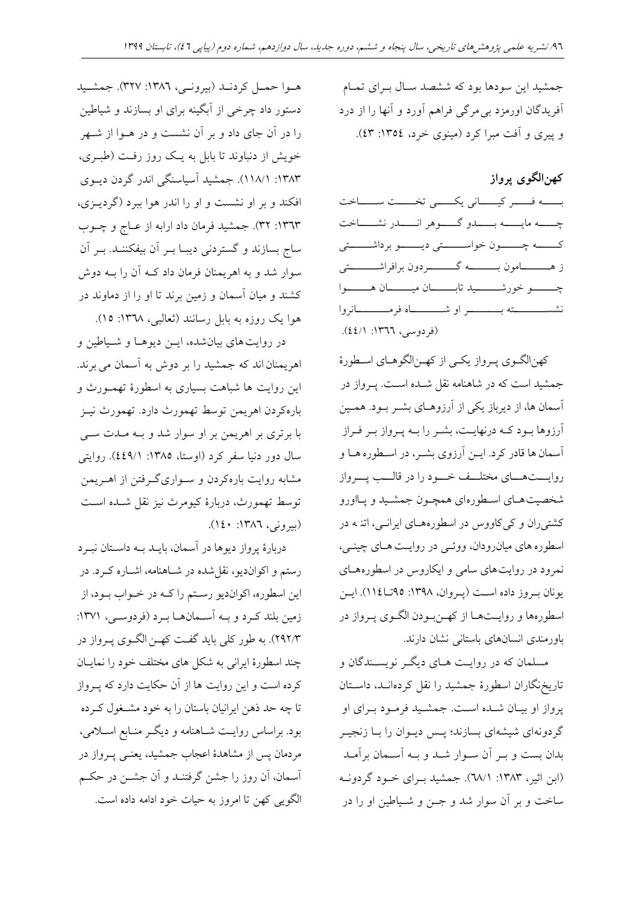جمشید این سودها بود که ششصد سال برای تمام آفریدگان اورمزد بی‌مرگی فراهم آورد و آنها را از درد و پیری و آفت مبرا کرد (مینوی خرد، ۱۳۵۴: ۴۳).

## کهن‌الگوی پرواز

به فر کیانی یکی تخت ساخت
چه مایه بدو گوهر اندر نشاخت
که چون خواستی دیو برداشتی
ز هامون به گردون برافراشتی
چو خورشید تابان میان هوا
نشسته بر او شاه فرمانروا
(فردوسی، ۱۳۶۶: ۴۴/۱).

کهن‌الگوی پرواز یکی از کهن‌الگوهای اسطورهٔ جمشید است که در شاهنامه نقل شده است. پرواز در آسمان ها، از دیرباز یکی از آرزوهای بشر بود. همین آرزوها بود که درنهایت، بشر را به پرواز بر فراز آسمان ها قادر کرد. این آرزوی بشر، در اسطوره ها و روایت‌های مختلف خود را در قالب پرواز شخصیت های اسطوره‌ای همچون جمشید و پااورو کشتی‌ران و کی‌کاووس در اسطوره‌های ایرانی، اتن ه در اسطوره های میان‌رودان، ووئی در روایت های چینی، نمرود در روایت‌های سامی و ایکاروس در اسطوره‌های یونان بروز داده است (پروان، ۱۳۹۸: ۹۵تا۱۱۴). این اسطوره‌ها و روایت‌ها از کهن‌بودن الگوی پرواز در باورمندی انسان‌های باستانی نشان دارند.

مسلمان که در روایت های دیگر نویسندگان و تاریخ‌نگاران اسطورهٔ جمشید را نقل کرده‌اند، داستان پرواز او بیان شده است. جمشید فرمود برای او گردونه‌ای شیشه‌ای بسازند؛ پس دیوان را با زنجیر بدان بست و بر آن سوار شد و به آسمان برآمد (ابن اثیر، ۱۳۸۳: ۶۸/۱). جمشید برای خود گردونه ساخت و بر آن سوار شد و جن و شیاطین او را در هوا حمل کردند (بیرونی، ۱۳۸۶: ۳۲۷). جمشید دستور داد چرخی از آبگینه برای او بسازند و شیاطین را در آن جای داد و بر آن نشست و در هوا از شهر خویش از دنباوند تا بابل به یک روز رفت (طبری، ۱۳۸۳: ۱۱۸/۱). جمشید آسیاسنگی اندر گردن دیوی افکند و بر او نشست و او را اندر هوا ببرد (گردیزی، ۱۳۶۳: ۳۲). جمشید فرمان داد ارابه از عاج و چوب ساج بسازند و گستردنی دیبا بر آن بیفکنند. بر آن سوار شد و به اهریمنان فرمان داد که آن را به دوش کشند و میان آسمان و زمین برند تا او را از دماوند در هوا یک روزه به بابل رسانند (ثعالبی، ۱۳۶۸: ۱۵).

در روایت‌های بیان‌شده، این دیوها و شیاطین و اهریمنان‌اند که جمشید را بر دوش به آسمان می برند. این روایت ها شباهت بسیاری به اسطورهٔ تهمورث و باره‌کردن اهریمن توسط تهمورث دارد. تهمورث نیز با برتری بر اهریمن بر او سوار شد و به مدت سی سال دور دنیا سفر کرد (اوستا، ۱۳۸۵: ۴۴۹/۱). روایتی مشابه روایت باره‌کردن و سواری‌گرفتن از اهریمن توسط تهمورث، دربارهٔ کیومرث نیز نقل شده است (بیرونی، ۱۳۸۶: ۱۴۰).

دربارهٔ پرواز دیوها در آسمان، باید به داستان نبرد رستم و اکوان‌دیو، نقل‌شده در شاهنامه، اشاره کرد. در این اسطوره، اکوان‌دیو رستم را که در خواب بود، از زمین بلند کرد و به آسمان‌ها برد (فردوسی، ۱۳۷۱: ۲۹۲/۳). به طور کلی باید گفت کهن الگوی پرواز در چند اسطورهٔ ایرانی به شکل های مختلف خود را نمایان کرده است و این روایت ها از آن حکایت دارد که پرواز تا چه حد ذهن ایرانیان باستان را به خود مشغول کرده بود. براساس روایت شاهنامه و دیگر منابع اسلامی، مردمان پس از مشاهدهٔ اعجاب جمشید، یعنی پرواز در آسمان، آن روز را جشن گرفتند و آن جشن در حکم الگویی کهن تا امروز به حیات خود ادامه داده است.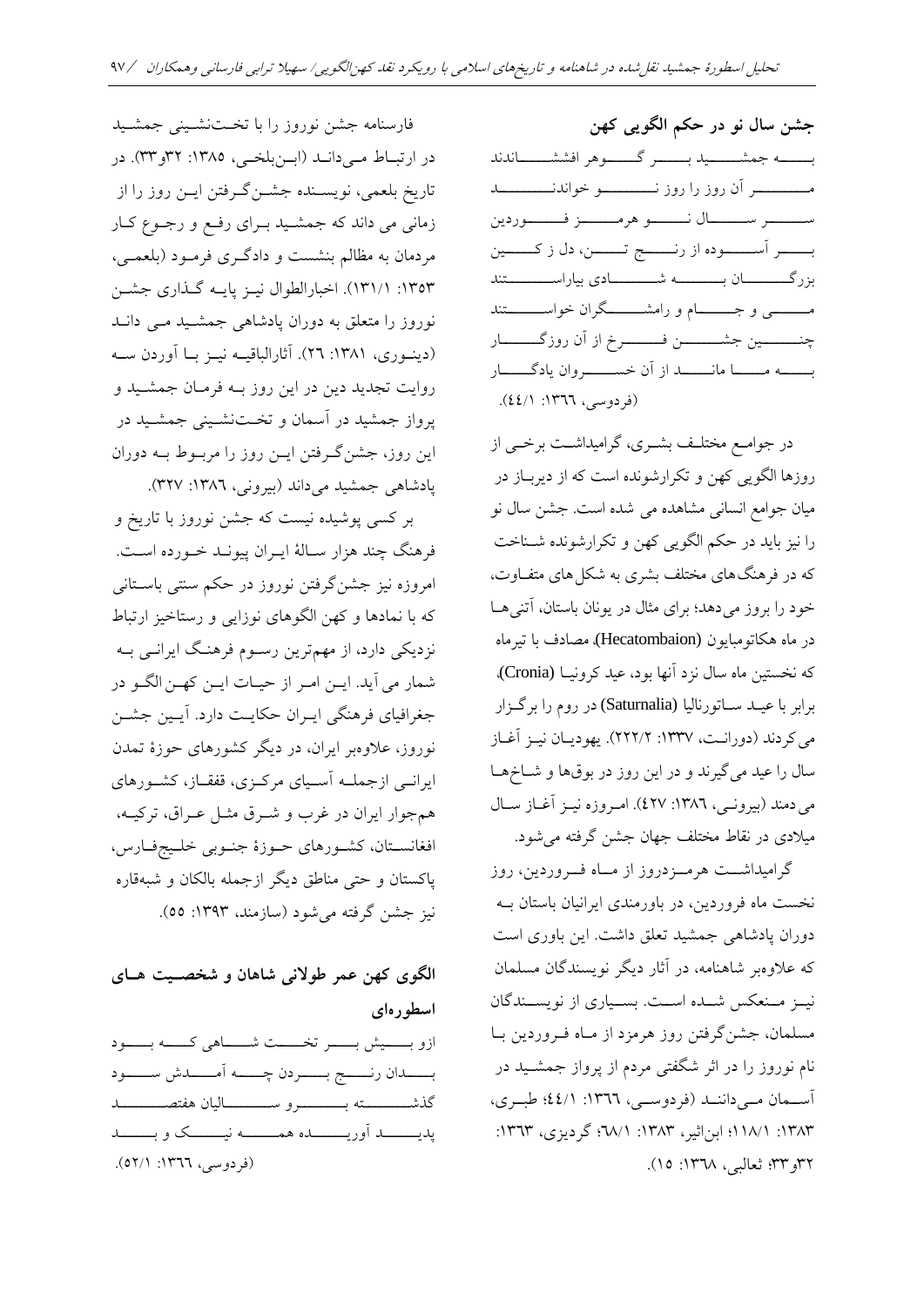## جشن سال نو در حکم الگویی کهن

به جمشید بر گوهر افشاندند
مر آن روز را روز نو خواندند
سر سال نو هرمز فروردین
بر آسوده از رنج تن، دل ز کین
بزرگان به شادی بیاراستند
می و جام و رامشگران خواستند
چنین جشن فرخ از آن روزگار
به ما ماند از آن خسروان یادگار
(فردوسی، ۱۳۶٦: ٤٤/١).

در جوامع مختلف بشری، گرامیداشت برخی از روزها الگویی کهن و تکرارشونده است که از دیرباز در میان جوامع انسانی مشاهده می شده است. جشن سال نو را نیز باید در حکم الگویی کهن و تکرارشونده شناخت که در فرهنگ‌های مختلف بشری به شکل‌های متفاوت، خود را بروز می‌دهد؛ برای مثال در یونان باستان، آتنی‌ها در ماه هکاتومبایون (Hecatombaion)، مصادف با تیرماه که نخستین ماه سال نزد آنها بود، عید کرونیا (Cronia)، برابر با عید ساتورنالیا (Saturnalia) در روم را برگزار می‌کردند (دورانت، ۱۳۳۷: ۲۲۲/۲). یهودیان نیز آغاز سال را عید می‌گیرند و در این روز در بوق‌ها و شاخ‌ها می‌دمند (بیرونی، ۱۳۸٦: ٤۲۷). امروزه نیز آغاز سال میلادی در نقاط مختلف جهان جشن گرفته می‌شود.

گرامیداشت هرمزدروز از ماه فروردین، روز نخست ماه فروردین، در باورمندی ایرانیان باستان به دوران پادشاهی جمشید تعلق داشت. این باوری است که علاوه‌بر شاهنامه، در آثار دیگر نویسندگان مسلمان نیز منعکس شده است. بسیاری از نویسندگان مسلمان، جشن‌گرفتن روز هرمزد از ماه فروردین با نام نوروز را در اثر شگفتی مردم از پرواز جمشید در آسمان می‌دانند (فردوسی، ۱۳۶٦: ٤٤/١؛ طبری، ۱۳۸۳: ۱۱۸/۱؛ ابن‌اثیر، ۱۳۸۳: ٦۸/۱؛ گردیزی، ۱۳٦۳: ۳۲و۳۳؛ ثعالبی، ۱۳٦۸: ۱٥).

فارسنامه جشن نوروز را با تخت‌نشینی جمشید در ارتباط می‌داند (ابن‌بلخی، ۱۳۸٥: ۳۲و۳۳). در تاریخ بلعمی، نویسنده جشن‌گرفتن این روز را از زمانی می داند که جمشید برای رفع و رجوع کار مردمان به مظالم بنشست و دادگری فرمود (بلعمی، ۱۳٥۳: ۱۳۱/۱). اخبارالطوال نیز پایه گذاری جشن نوروز را متعلق به دوران پادشاهی جمشید می داند (دینوری، ۱۳۸۱: ۲٦). آثارالباقیه نیز با آوردن سه روایت تجدید دین در این روز به فرمان جمشید و پرواز جمشید در آسمان و تخت‌نشینی جمشید در این روز، جشن‌گرفتن این روز را مربوط به دوران پادشاهی جمشید می‌داند (بیرونی، ۱۳۸٦: ۳۲۷).

بر کسی پوشیده نیست که جشن نوروز با تاریخ و فرهنگ چند هزار سالهٔ ایران پیوند خورده است. امروزه نیز جشن‌گرفتن نوروز در حکم سنتی باستانی که با نمادها و کهن الگوهای نوزایی و رستاخیز ارتباط نزدیکی دارد، از مهم‌ترین رسوم فرهنگ ایرانی به شمار می آید. این امر از حیات این کهن‌الگو در جغرافیای فرهنگی ایران حکایت دارد. آیین جشن نوروز، علاوه‌بر ایران، در دیگر کشورهای حوزهٔ تمدن ایرانی ازجمله آسیای مرکزی، قفقاز، کشورهای هم‌جوار ایران در غرب و شرق مثل عراق، ترکیه، افغانستان، کشورهای حوزهٔ جنوبی خلیج‌فارس، پاکستان و حتی مناطق دیگر ازجمله بالکان و شبه‌قاره نیز جشن گرفته می‌شود (سازمند، ۱۳۹۳: ٥٥).

## الگوی کهن عمر طولانی شاهان و شخصیت های اسطوره‌ای

ازو بیش بر تخت شاهی که بود
بدان رنج بردن چه آمدش سود
گذشته بر و سالیان هفتصد
پدید آوریده همه نیک و بد
(فردوسی، ۱۳۶٦: ٥۲/١).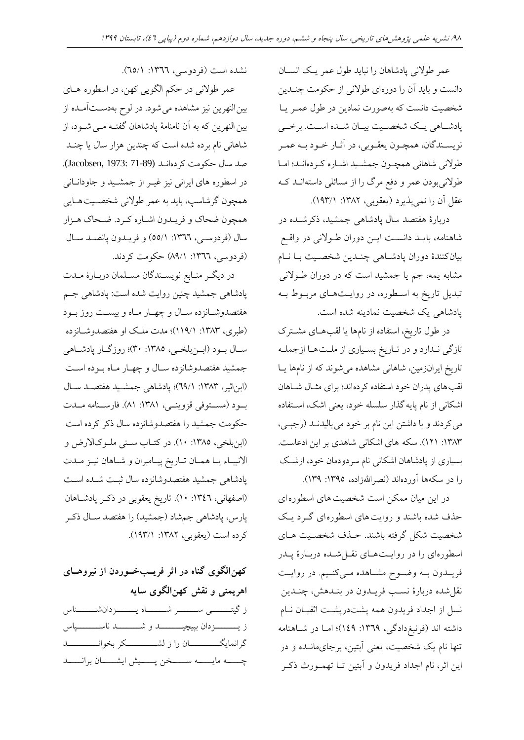عمر طولانی پادشاهان را نباید طول عمر یک انسان دانست و باید آن را دوره‌ای طولانی از حکومت چندین شخصیت دانست که به‌صورت نمادین در طول عمر یا پادشاهی یک شخصیت بیان شده است. برخی نویسندگان، همچون یعقوبی، در آثار خود به عمر طولانی شاهانی همچون جمشید اشاره کرده‌اند؛ اما طولانی‌بودن عمر و دفع مرگ را از مسائلی داسته‌اند که عقل آن را نمی‌پذیرد (یعقوبی، ۱۳۸۲: ۱۹۳/۱).

دربارهٔ هفتصد سال پادشاهی جمشید، ذکرشده در شاهنامه، باید دانست این دوران طولانی در واقع بیان‌کنندهٔ دوران پادشاهی چندین شخصیت با نام مشابه یمه، جم یا جمشید است که در دوران طولانی تبدیل تاریخ به اسطوره، در روایت‌های مربوط به پادشاهی یک شخصیت نمادینه شده است.

در طول تاریخ، استفاده از نام‌ها یا لقب‌های مشترک تازگی ندارد و در تاریخ بسیاری از ملت‌ها ازجمله تاریخ ایران‌زمین، شاهانی مشاهده می‌شوند که از نام‌ها یا لقب‌های پدران خود استفاده کرده‌اند؛ برای مثال شاهان اشکانی از نام پایه‌گذار سلسله خود، یعنی اشک، استفاده می‌کردند و با داشتن این نام بر خود می‌بالیدند (رجبی، ۱۳۸۳: ۱۲۱). سکه های اشکانی شاهدی بر این ادعاست. بسیاری از پادشاهان اشکانی نام سردودمان خود، ارشک را در سکه‌ها آورده‌اند (نصرالله‌زاده، ۱۳۹۵: ۱۳۹).

در این میان ممکن است شخصیت‌های اسطوره‌ای حذف شده باشند و روایت‌های اسطوره‌ای گرد یک شخصیت شکل گرفته باشند. حذف شخصیت های اسطوره‌ای را در روایت‌های نقل‌شده دربارهٔ پدر فریدون به وضوح مشاهده می‌کنیم. در روایت نقل‌شده دربارهٔ نسب فریدون در بندهش، چندین نسل از اجداد فریدون همه پشت‌درپشت اثفیان نام داشته اند (فرنبغ‌دادگی، ۱۳۶۹: ۱۴۹)؛ اما در شاهنامه تنها نام یک شخصیت، یعنی آبتین، برجای‌مانده و در این اثر، نام اجداد فریدون و آبتین تا تهمورث ذکر نشده است (فردوسی، ۱۳۶۶: ۶۵/۱).

عمر طولانی در حکم الگویی کهن، در اسطوره های بین‌النهرین نیز مشاهده می‌شود. در لوح به‌دست‌آمده از بین النهرین که به آن نامنامهٔ پادشاهان گفته می شود، از شاهانی نام برده شده است که چندین هزار سال یا چند صد سال حکومت کرده‌اند (Jacobsen, 1973: 71-89). در اسطوره های ایرانی نیز غیر از جمشید و جاودانانی همچون گرشاسپ، باید به عمر طولانی شخصیت‌هایی همچون ضحاک و فریدون اشاره کرد. ضحاک هزار سال (فردوسی، ۱۳۶۶: ۵۵/۱) و فریدون پانصد سال (فردوسی، ۱۳۶۶: ۸۹/۱) حکومت کردند.

در دیگر منابع نویسندگان مسلمان دربارهٔ مدت پادشاهی جمشید چنین روایت شده است: پادشاهی جم هفتصدوشانزده سال و چهار ماه و بیست روز بود (طبری، ۱۳۸۳: ۱۱۹/۱)؛ مدت ملک او هفتصدوشانزده سال بود (ابن‌بلخی، ۱۳۸۵: ۳۰)؛ روزگار پادشاهی جمشید هفتصدوشانزده سال و چهار ماه بوده است (ابن‌اثیر، ۱۳۸۳: ۶۹/۱)؛ پادشاهی جمشید هفتصد سال بود (مستوفی قزوینی، ۱۳۸۱: ۸۱). فارسنامه مدت حکومت جمشید را هفتصدوشانزده سال ذکر کرده است (ابن‌بلخی، ۱۳۸۵: ۱۰). در کتاب سنی ملوک‌الارض و الانبیاء یا همان تاریخ پیامبران و شاهان نیز مدت پادشاهی جمشید هفتصدوشانزده سال ثبت شده است (اصفهانی، ۱۳۴۶: ۱۰). تاریخ یعقوبی در ذکر پادشاهان پارس، پادشاهی جم‌شاد (جمشید) را هفتصد سال ذکر کرده است (یعقوبی، ۱۳۸۲: ۱۹۳/۱).

## کهن‌الگوی گناه در اثر فریب‌خوردن از نیروهای اهریمنی و نقش کهن‌الگوی سایه

ز گیتی سر شاه یزدان‌شناس
ز یزدان بپیچید و شد ناسپاس
گرانمایگان را ز لشکر بخواند
چه مایه سخن پیش ایشان براند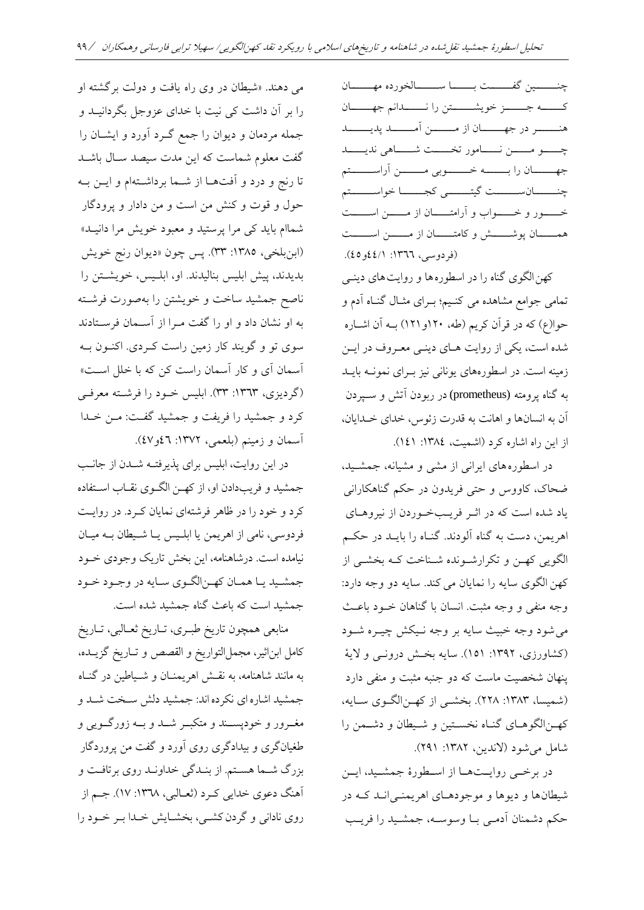چنین گفت با سالخورده مهان
که جز خویشتن را ندانم جهان
هنر در جهان از من آمد پدید
چو من نامور تخت شاهی ندید
جهان را به خوبی من آراستم
چنان‌ست گیتی کجا خواستم
خور و خواب و آرامتان از من است
همان پوشش و کامتان از من است
(فردوسی، ۱۳۶٦: ۱/٤٤و٤٥).

کهن‌الگوی گناه را در اسطوره‌ها و روایت‌های دینی تمامی جوامع مشاهده می کنیم؛ برای مثال گناه آدم و حوا(ع) که در قرآن کریم (طه، ۱۲۰و۱۲۱) به آن اشاره شده است، یکی از روایت های دینی معروف در این زمینه است. در اسطوره‌های یونانی نیز برای نمونه باید به گناه پرومته (prometheus) در ربودن آتش و سپردن آن به انسان‌ها و اهانت به قدرت زئوس، خدای خدایان، از این راه اشاره کرد (اشمیت، ۱۳۸٤: ۱٤۱).

در اسطوره‌های ایرانی از مشی و مشیانه، جمشید، ضحاک، کاووس و حتی فریدون در حکم گناهکارانی یاد شده است که در اثر فریب‌خوردن از نیروهای اهریمن، دست به گناه آلودند. گناه را باید در حکم الگویی کهن و تکرارشونده شناخت که بخشی از کهن الگوی سایه را نمایان می کند. سایه دو وجه دارد: وجه منفی و وجه مثبت. انسان با گناهان خود باعث می‌شود وجه خبیث سایه بر وجه نیکش چیره شود (کشاورزی، ۱۳۹۲: ۱۵۱). سایه بخش درونی و لایهٔ پنهان شخصیت ماست که دو جنبه مثبت و منفی دارد (شمیسا، ۱۳۸۳: ۲۲۸). بخشی از کهن‌الگوی سایه، کهن‌الگوهای گناه نخستین و شیطان و دشمن را شامل می‌شود (لاندین، ۱۳۸۲: ۲۹۱).

در برخی روایت‌ها از اسطورهٔ جمشید، این شیطان‌ها و دیوها و موجودهای اهریمنی‌اند که در حکم دشمنان آدمی با وسوسه، جمشید را فریب می دهند. «شیطان در وی راه یافت و دولت برگشته او را بر آن داشت کی نیت با خدای عزوجل بگردانید و جمله مردمان و دیوان را جمع گرد آورد و ایشان را گفت معلوم شماست که این مدت سیصد سال باشد تا رنج و درد و آفت‌ها از شما برداشته‌ام و این به حول و قوت و کنش من است و من دادار و پرودگار شماام باید کی مرا پرستید و معبود خویش مرا دانید» (ابن‌بلخی، ۱۳۸۵: ۳۳). پس چون «دیوان رنج خویش بدیدند، پیش ابلیس بنالیدند. او، ابلیس، خویشتن را ناصح جمشید ساخت و خویشتن را به‌صورت فرشته به او نشان داد و او را گفت مرا از آسمان فرستادند سوی تو و گویند کار زمین راست کردی. اکنون به آسمان آی و کار آسمان راست کن که با خلل است» (گردیزی، ۱۳٦۳: ۳۳). ابلیس خود را فرشته معرفی کرد و جمشید را فریفت و جمشید گفت: من خدا آسمان و زمینم (بلعمی، ۱۳۷۲: ٤٦و٤۷).

در این روایت، ابلیس برای پذیرفته شدن از جانب جمشید و فریب‌دادن او، از کهن الگوی نقاب استفاده کرد و خود را در ظاهر فرشته‌ای نمایان کرد. در روایت فردوسی، نامی از اهریمن یا ابلیس یا شیطان به میان نیامده است. درشاهنامه، این بخش تاریک وجودی خود جمشید یا همان کهن‌الگوی سایه در وجود خود جمشید است که باعث گناه جمشید شده است.

منابعی همچون تاریخ طبری، تاریخ ثعالبی، تاریخ کامل ابن‌اثیر، مجمل‌التواریخ و القصص و تاریخ گزیده، به مانند شاهنامه، به نقش اهریمنان و شیاطین در گناه جمشید اشاره ای نکرده اند: جمشید دلش سخت شد و مغرور و خودپسند و متکبر شد و به زورگویی و طغیان‌گری و بیدادگری روی آورد و گفت من پروردگار بزرگ شما هستم. از بندگی خداوند روی برتافت و آهنگ دعوی خدایی کرد (ثعالبی، ۱۳٦۸: ۱۷). جم از روی نادانی و گردن‌کشی، بخشایش خدا بر خود را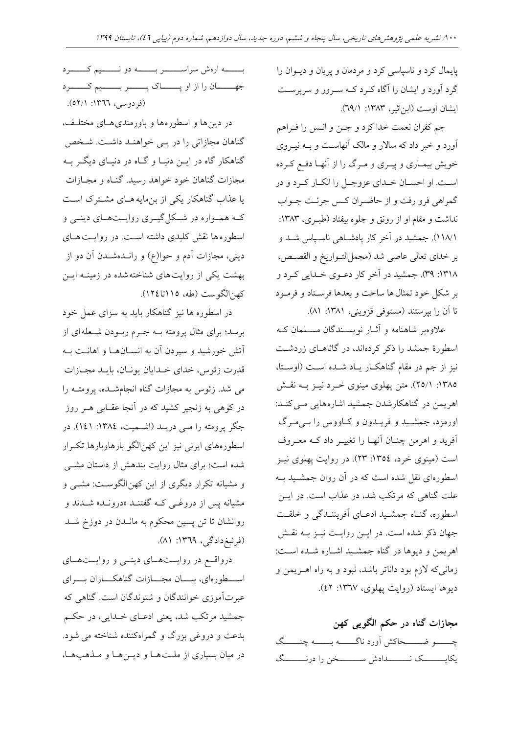پایمال کرد و ناسپاسی کرد و مردمان و پریان و دیوان را گرد آورد و ایشان را آگاه کرد که سرور و سرپرست ایشان اوست (ابن‌اثیر، ۱۳۸۳: ۶۹/۱).

جم کفران نعمت خدا کرد و جن و انس را فراهم آورد و خبر داد که سالار و مالک آنهاست و به نیروی خویش بیماری و پیری و مرگ را از آنها دفع کرده است. او احسان خدای عزوجل را انکار کرد و در گمراهی فرو رفت و از حاضران کس جرئت جواب نداشت و مقام او از رونق و جلوه بیفتاد (طبری، ۱۳۸۳: ۱۱۸/۱). جمشید در آخر کار پادشاهی ناسپاس شد و بر خدای تعالی عاصی شد (مجمل‌التواریخ و القصص، ۱۳۱۸: ۳۹). جمشید در آخر کار دعوی خدایی کرد و بر شکل خود تمثال‌ها ساخت و بعدها فرستاد و فرمود تا آن را بپرستند (مستوفی قزوینی، ۱۳۸۱: ۸۱).

علاوه‌بر شاهنامه و آثار نویسندگان مسلمان که اسطورهٔ جمشد را ذکر کرده‌اند، در گاثاهای زردشت نیز از جم در مقام گناهکار یاد شده است (اوستا، ۱۳۸۵: ۲۵/۱). متن پهلوی مینوی خرد نیز به نقش اهریمن در گناهکارشدن جمشید اشاره‌هایی می‌کند: اورمزد، جمشید و فریدون و کاووس را بی‌مرگ آفرید و اهرمن چنان آنها را تغییر داد که معروف است (مینوی خرد، ۱۳۵۴: ۲۳). در روایت پهلوی نیز اسطوره‌ای نقل شده است که در آن روان جمشید به علت گناهی که مرتکب شد، در عذاب است. در این اسطوره، گناه جمشید ادعای آفرینندگی و خلقت جهان ذکر شده است. در این روایت نیز به نقش اهریمن و دیوها در گناه جمشید اشاره شده است: زمانی‌که لازم بود داناتر باشد، نبود و به راه اهریمن و دیوها ایستاد (روایت پهلوی، ۱۳۶۷: ۴۲).

## مجازات گناه در حکم الگویی کهن

چو ضحاکش آورد ناگه به چنگ
یکایک ندادش سخن را درنگ

به اره‌ش سراسر به دو نیم کرد
جهان را از او پاک بیم کرد
(فردوسی، ۱۳۶۶: ۵۲/۱).

در دین‌ها و اسطوره‌ها و باورمندی‌های مختلف، گناهان مجازاتی را در پی خواهند داشت. شخص گناهکار گاه در این دنیا و گاه در دنیای دیگر به مجازات گناهان خود خواهد رسید. گناه و مجازات یا عذاب گناهکار یکی از بن‌مایه‌های مشترک است که همواره در شکل‌گیری روایت‌های دینی و اسطوره‌ها نقش کلیدی داشته است. در روایت‌های دینی، مجازات آدم و حوا(ع) و رانده‌شدن آن دو از بهشت یکی از روایت‌های شناخته‌شده در زمینه این کهن‌الگوست (طه، ۱۱۵تا۱۲۴).

در اسطوره‌ها نیز گناهکار باید به سزای عمل خود برسد؛ برای مثال پرومته به جرم ربودن شعله‌ای از آتش خورشید و سپردن آن به انسان‌ها و اهانت به قدرت زئوس، خدای خدایان یونان، باید مجازات می شد. زئوس به مجازات گناه انجام‌شده، پرومته را در کوهی به زنجیر کشید که در آنجا عقابی هر روز جگر پرومته را می درید (اشمیت، ۱۳۸۴: ۱۴۱). در اسطوره‌های ایرنی نیز این کهن‌الگو بارهاوبارها تکرار شده است؛ برای مثال روایت بندهش از داستان مشی و مشیانه تکرار دیگری از این کهن‌الگوست: مشی و مشیانه پس از دروغی که گفتند «درونـد» شدند و روانشان تا تن پسین محکوم به ماندن در دوزخ شد (فرنبغ‌دادگی، ۱۳۶۹: ۸۱).

درواقع در روایت‌های دینی و روایت‌های اسطوره‌ای، بیان مجازات گناهکاران برای عبرت‌آموزی خوانندگان و شنوندگان است. گناهی که جمشید مرتکب شد، یعنی ادعای خدایی، در حکم بدعت و دروغی بزرگ و گمراه‌کننده شناخته می شود. در میان بسیاری از ملت‌ها و دین‌ها و مذهب‌ها،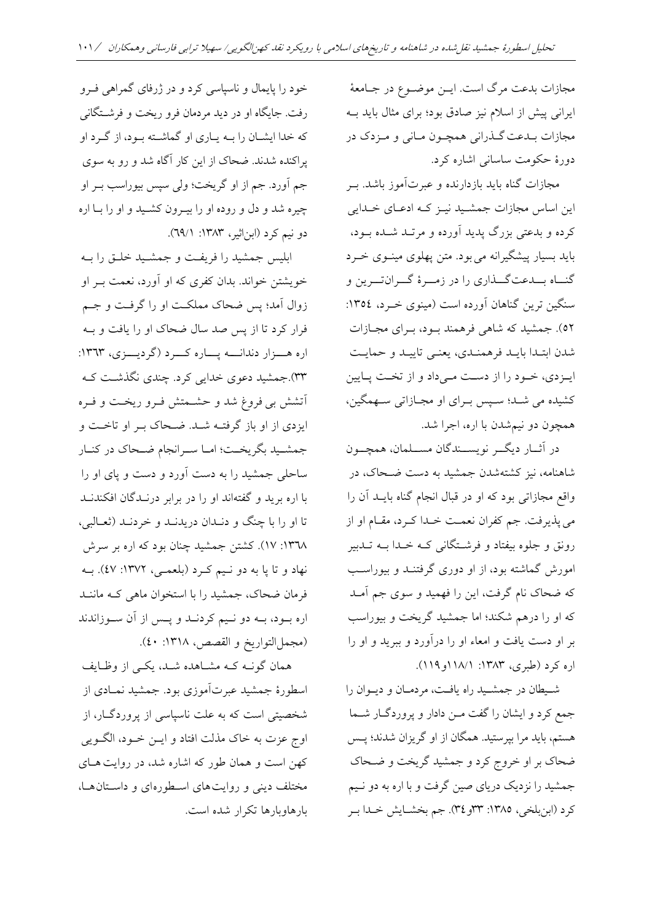مجازات بدعت مرگ است. این موضوع در جامعهٔ ایرانی پیش از اسلام نیز صادق بود؛ برای مثال باید به مجازات بدعت گذرانی همچون مانی و مزدک در دورهٔ حکومت ساسانی اشاره کرد.

مجازات گناه باید بازدارنده و عبرت‌آموز باشد. بر این اساس مجازات جمشید نیز که ادعای خدایی کرده و بدعتی بزرگ پدید آورده و مرتد شده بود، باید بسیار پیشگیرانه می بود. متن پهلوی مینوی خرد گناه بدعت‌گذاری را در زمرهٔ گران‌ترین و سنگین ترین گناهان آورده است (مینوی خرد، ۱۳۵٤: ۵۲). جمشید که شاهی فرهمند بود، برای مجازات شدن ابتدا باید فرهمندی، یعنی تایید و حمایت ایزدی، خود را از دست می‌داد و از تخت پایین کشیده می شد؛ سپس برای او مجازاتی سهمگین، همچون دو نیم‌شدن با اره، اجرا شد.

در آثار دیگر نویسندگان مسلمان، همچون شاهنامه، نیز کشته‌شدن جمشید به دست ضحاک، در واقع مجازاتی بود که او در قبال انجام گناه باید آن را می پذیرفت. جم کفران نعمت خدا کرد، مقام او از رونق و جلوه بیفتاد و فرشتگانی که خدا به تدبیر امورش گماشته بود، از او دوری گرفتند و بیوراسب که ضحاک نام گرفت، این را فهمید و سوی جم آمد که او را درهم شکند؛ اما جمشید گریخت و بیوراسب بر او دست یافت و امعاء او را درآورد و ببرید و او را اره کرد (طبری، ۱۳۸۳: ۱۱۸/۱و۱۱۹).

شیطان در جمشید راه یافت، مردمان و دیوان را جمع کرد و ایشان را گفت من دادار و پروردگار شما هستم، باید مرا بپرستید. همگان از او گریزان شدند؛ پس ضحاک بر او خروج کرد و جمشید گریخت و ضحاک جمشید را نزدیک دریای صین گرفت و با اره به دو نیم کرد (ابن‌بلخی، ۱۳۸۵: ۳۳و۳٤). جم بخشایش خدا بر خود را پایمال و ناسپاسی کرد و در ژرفای گمراهی فرو رفت. جایگاه او در دید مردمان فرو ریخت و فرشتگانی که خدا ایشان را به یاری او گماشته بود، از گرد او پراکنده شدند. ضحاک از این کار آگاه شد و رو به سوی جم آورد. جم از او گریخت؛ ولی سپس بیوراسب بر او چیره شد و دل و روده او را بیرون کشید و او را با اره دو نیم کرد (ابن‌اثیر، ۱۳۸۳: ٦۹/۱).

ابلیس جمشید را فریفت و جمشید خلق را به خویشتن خواند. بدان کفری که او آورد، نعمت بر او زوال آمد؛ پس ضحاک مملکت او را گرفت و جم فرار کرد تا از پس صد سال ضحاک او را یافت و به اره هزار دندانه پاره کرد (گردیزی، ۱۳٦۳: ۳۳).جمشید دعوی خدایی کرد. چندی نگذشت که آتشش بی فروغ شد و حشمتش فرو ریخت و فره ایزدی از او باز گرفته شد. ضحاک بر او تاخت و جمشید بگریخت؛ اما سرانجام ضحاک در کنار ساحلی جمشید را به دست آورد و دست و پای او را با اره برید و گفته‌اند او را در برابر درندگان افکندند تا او را با چنگ و دندان دریدند و خردند (ثعالبی، ۱۳٦۸: ۱۷). کشتن جمشید چنان بود که اره بر سرش نهاد و تا پا به دو نیم کرد (بلعمی، ۱۳۷۲: ٤۷). به فرمان ضحاک، جمشید را با استخوان ماهی که مانند اره بود، به دو نیم کردند و پس از آن سوزاندند (مجمل‌التواریخ و القصص، ۱۳۱۸: ٤۰).

همان گونه که مشاهده شد، یکی از وظایف اسطورهٔ جمشید عبرت‌آموزی بود. جمشید نمادی از شخصیتی است که به علت ناسپاسی از پروردگار، از اوج عزت به خاک مذلت افتاد و این خود، الگویی کهن است و همان طور که اشاره شد، در روایت‌های مختلف دینی و روایت‌های اسطوره‌ای و داستان‌ها، بارهاوبارها تکرار شده است.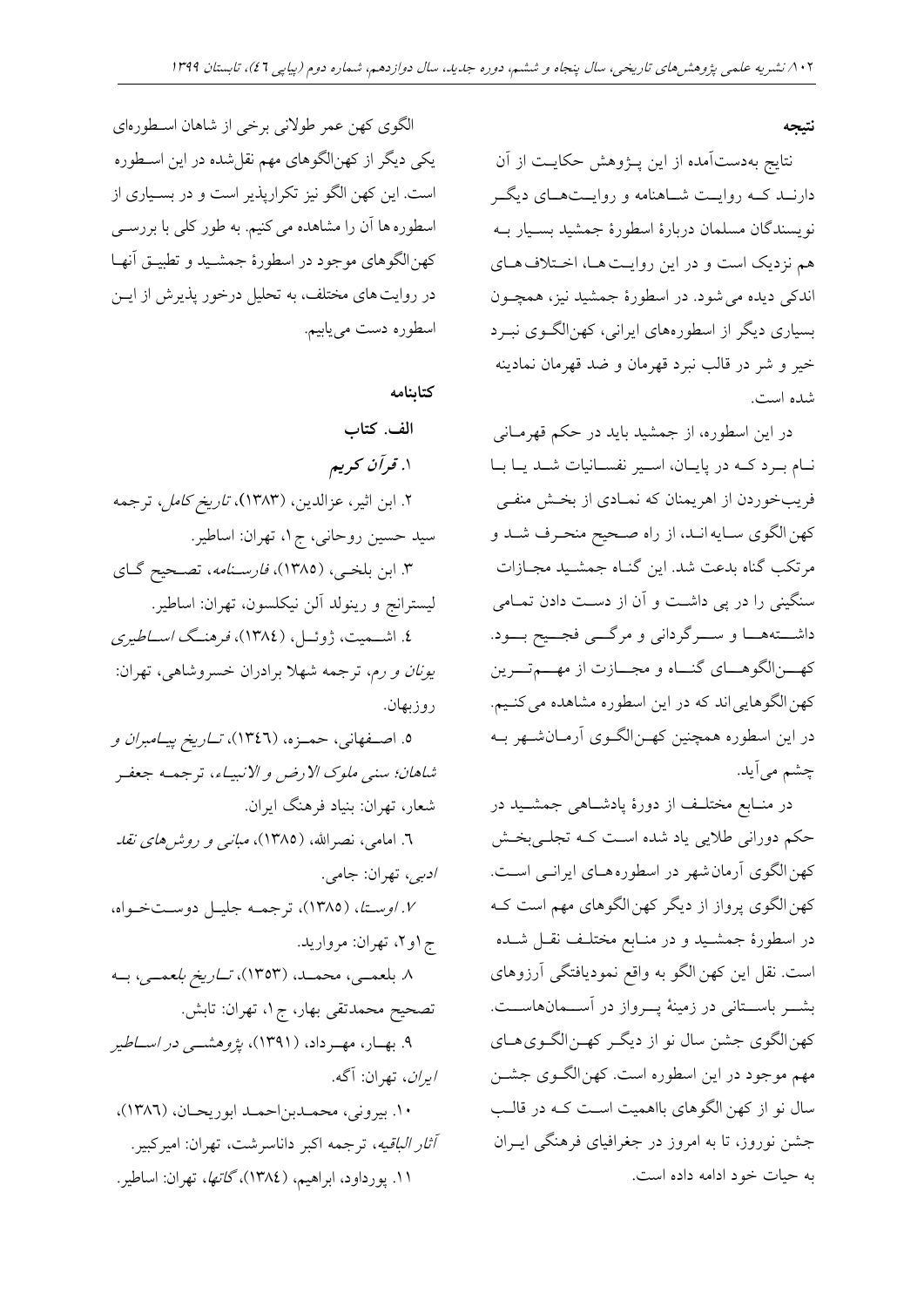## نتیجه

نتایج به‌دست‌آمده از این پـژوهش حکایـت از آن دارنـد کـه روایـت شـاهنامه و روایـت‌هـای دیگـر نویسندگان مسلمان دربارهٔ اسطورهٔ جمشید بسـیار بـه هم نزدیک است و در این روایـت‌هـا، اخـتلاف‌هـای اندکی دیده می‌شود. در اسطورهٔ جمشید نیز، همچـون بسیاری دیگر از اسطوره‌های ایرانی، کهن‌الگـوی نبـرد خیر و شر در قالب نبرد قهرمان و ضد قهرمان نمادینه شده است.

در این اسطوره، از جمشید باید در حکم قهرمـانی نـام بـرد کـه در پایـان، اسـیر نفسـانیات شـد یـا بـا فریب‌خوردن از اهریمنان که نمـادی از بخـش منفـی کهن‌الگوی سـایه‌انـد، از راه صـحیح منحـرف شـد و مرتکب گناه بدعت شد. این گنـاه جمشـید مجـازات سنگینی را در پی داشـت و آن از دسـت دادن تمـامی داشـته‌هـا و سـرگردانی و مرگـی فجـیح بـود. کهـن‌الگوهـای گنـاه و مجـازات از مهـم‌تـرین کهن‌الگوهایی‌اند که در این اسطوره مشاهده می‌کنـیم. در این اسطوره همچنین کهـن‌الگـوی آرمـان‌شـهر بـه چشم می‌آید.

در منـابع مختلـف از دورهٔ پادشـاهی جمشـید در حکم دورانی طلایی یاد شده اسـت کـه تجلـی‌بخـش کهن‌الگوی آرمان‌شهر در اسطوره‌هـای ایرانـی اسـت. کهن‌الگوی پرواز از دیگر کهن‌الگوهای مهم است کـه در اسطورهٔ جمشـید و در منـابع مختلـف نقـل شـده است. نقل این کهن‌الگو به واقع نمودیافتگی آرزوهای بشـر باسـتانی در زمینهٔ پـرواز در آسـمان‌هاسـت. کهن‌الگوی جشن سال نو از دیگـر کهـن‌الگـوی‌هـای مهم موجود در این اسطوره است. کهن‌الگـوی جشـن سال نو از کهن‌الگوهای بااهمیت اسـت کـه در قالـب جشن نوروز، تا به امروز در جغرافیای فرهنگی ایـران به حیات خود ادامه داده است.

الگوی کهن عمر طولانی برخی از شاهان اسـطوره‌ای یکی دیگر از کهن‌الگوهای مهم نقل‌شده در این اسـطوره است. این کهن الگو نیز تکرارپذیر است و در بسـیاری از اسطوره‌ها آن را مشاهده می‌کنیم. به طور کلی با بررسـی کهن‌الگوهای موجود در اسطورهٔ جمشـید و تطبیـق آنهـا در روایت‌های مختلف، به تحلیل درخور پذیرش از ایـن اسطوره دست می‌یابیم.

## کتابنامه

### الف. کتاب

۱. *قرآن کریم*

۲. ابن اثیر، عزالدین، (۱۳۸۳)، *تاریخ کامل*، ترجمه سید حسین روحانی، ج ۱، تهران: اساطیر.

۳. ابن بلخـی، (۱۳۸۵)، *فارسـنامه*، تصـحیح گـای لیسترانج و رینولد آلن نیکلسون، تهران: اساطیر.

۴. اشـمیت، ژوئـل، (۱۳۸۴)، *فرهنـگ اسـاطیری یونان و رم*، ترجمه شهلا برادران خسروشاهی، تهران: روزبهان.

۵. اصـفهانی، حمـزه، (۱۳۴۶)، *تـاریخ پیـامبران و شاهان؛ سنی ملوک الارض و الانبیـاء*، ترجمـه جعفـر شعار، تهران: بنیاد فرهنگ ایران.

۶. امامی، نصرالله، (۱۳۸۵)، *مبانی و روش‌های نقد ادبی*، تهران: جامی.

۷. *اوستا*، (۱۳۸۵)، ترجمـه جلیـل دوسـت‌خـواه، ج ۱و۲، تهران: مروارید.

۸. بلعمـی، محمـد، (۱۳۵۳)، *تـاریخ بلعمـی*، بـه تصحیح محمدتقی بهار، ج ۱، تهران: تابش.

۹. بهـار، مهـرداد، (۱۳۹۱)، *پژوهشـی در اسـاطیر ایران*، تهران: آگه.

۱۰. بیرونی، محمـدبن‌احمـد ابوریحـان، (۱۳۸۶)، *آثار الباقیه*، ترجمه اکبر داناسرشت، تهران: امیرکبیر.

۱۱. پورداود، ابراهیم، (۱۳۸۴)، *گاتها*، تهران: اساطیر.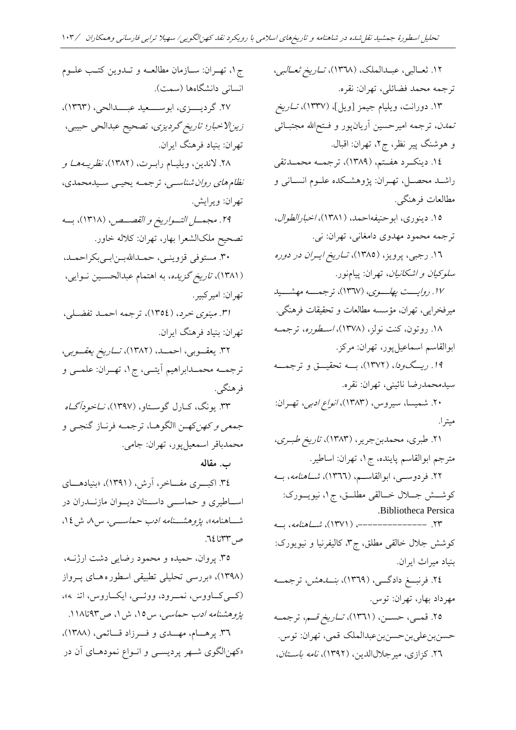۱۲. ثعالبی، عبدالملک، (۱۳٦۸)، *تاریخ ثعالبی*، ترجمه محمد فضائلی، تهران: نقره.

۱۳. دورانت، ویلیام جیمز [ویل]، (۱۳۳۷)، *تاریخ تمدن*، ترجمه امیرحسین آریان‌پور و فتح‌الله مجتبائی و هوشنگ پیر نظر، ج۲، تهران: اقبال.

۱٤. دینکرد هفتم، (۱۳۸۹)، ترجمه محمدتقی راشد محصل، تهران: پژوهشکده علوم انسانی و مطالعات فرهنگی.

۱۵. دینوری، ابوحنیفه‌احمد، (۱۳۸۱)، *اخبارالطوال*، ترجمه محمود مهدوی دامغانی، تهران: نی.

۱٦. رجبی، پرویز، (۱۳۸۵)، *تاریخ ایران در دوره سلوکیان و اشکانیان*، تهران: پیام‌نور.

۱۷. *روایت پهلوی*، (۱۳٦۷)، ترجمه مهشید میرفخرایی، تهران، مؤسسه مطالعات و تحقیقات فرهنگی.

۱۸. روتون، کنت نولز، (۱۳۷۸)، *اسطوره*، ترجمه ابوالقاسم اسماعیل‌پور، تهران: مرکز.

۱۹. *ریگ‌ودا*، (۱۳۷۲)، به تحقیق و ترجمه سیدمحمدرضا نائینی، تهران: نقره.

۲۰. شمیسا، سیروس، (۱۳۸۳)، *انواع ادبی*، تهران: میترا.

۲۱. طبری، محمدبن‌جریر، (۱۳۸۳)، *تاریخ طبری*، مترجم ابوالقاسم پاینده، ج۱، تهران: اساطیر.

۲۲. فردوسی، ابوالقاسم، (۱۳٦٦)، *شاهنامه*، به کوشش جلال خالقی مطلق، ج۱، نیویورک: Bibliotheca Persica.

۲۳. --------------، (۱۳۷۱)، *شاهنامه*، به کوشش جلال خالقی مطلق، ج۳، کالیفرنیا و نیویورک: بنیاد میراث ایران.

۲٤. فرنبغ دادگی، (۱۳٦۹)، *بندهش*، ترجمه مهرداد بهار، تهران: توس.

۲۵. قمی، حسن، (۱۳٦۱)، *تاریخ قم*، ترجمه حسن‌بن‌علی‌بن‌حسن‌بن‌عبدالملک قمی، تهران: توس.

۲٦. کزازی، میرجلال‌الدین، (۱۳۹۲)، *نامه باستان*، ج۱، تهران: سازمان مطالعه و تدوین کتب علوم انسانی دانشگاه‌ها (سمت).

۲۷. گردیزی، ابوسعید عبدالحی، (۱۳٦۳)، *زین‌الاخبار؛ تاریخ گردیزی*، تصحیح عبدالحی حبیبی، تهران: بنیاد فرهنگ ایران.

۲۸. لاندین، ویلیام رابرت، (۱۳۸۲)، *نظریه‌ها و نظام‌های روان‌شناسی*، ترجمه یحیی سیدمحمدی، تهران: ویرایش.

۲۹. *مجمل التواریخ و القصص*، (۱۳۱۸)، به تصحیح ملک‌الشعرا بهار، تهران: کلاله خاور.

۳۰. مستوفی قزوینی، حمدالله‌بن‌ابی‌بکراحمد، (۱۳۸۱)، *تاریخ گزیده*، به اهتمام عبدالحسین نوایی، تهران: امیرکبیر.

۳۱. *مینوی خرد*، (۱۳۵٤)، ترجمه احمد تفضلی، تهران: بنیاد فرهنگ ایران.

۳۲. یعقوبی، احمد، (۱۳۸۲)، *تاریخ یعقوبی*، ترجمه محمدابراهیم آیتی، ج۱، تهران: علمی و فرهنگی.

۳۳. یونگ، کارل گوستاو، (۱۳۹۷)، *ناخودآگاه جمعی و کهن‌کهن االگوها*، ترجمه فرناز گنجی و محمدباقر اسمعیل‌پور، تهران: جامی.

**ب. مقاله**

۳٤. اکبری مفاخر، آرش، (۱۳۹۱)، «بنیادهای اساطیری و حماسی داستان دیوان مازندران در شاهنامه»، *پژوهشنامه ادب حماسی*، س۸، ش۱٤، ص۳۳تا٦٤.

۳۵. پروان، حمیده و محمود رضایی دشت ارژنه، (۱۳۹۸)، «بررسی تحلیلی تطبیقی اسطوره‌های پرواز (کی‌کاووس، نمرود، ووئی، ایکاروس، اتن ه»، *پژوهشنامه ادب حماسی*، س۱۵، ش۱، ص۹۳تا۱۱۸.

۳٦. پرهام، مهدی و فرزاد قائمی، (۱۳۸۸)، «کهن‌الگوی شهر پردیسی و انواع نمودهای آن در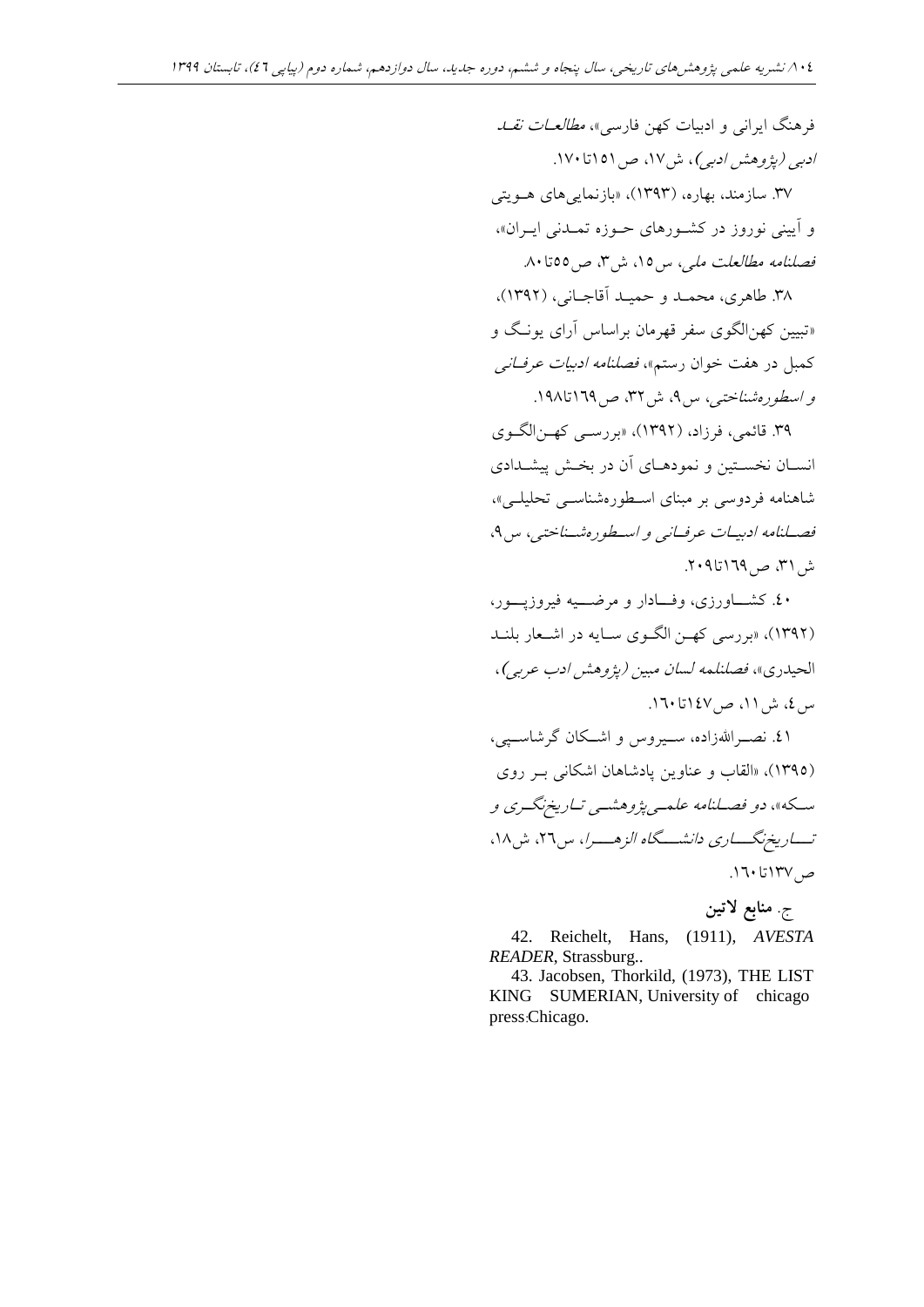فرهنگ ایرانی و ادبیات کهن فارسی»، *مطالعات نقد ادبی (پژوهش ادبی)*، ش۱۷، ص۱۵۱تا۱۷۰.

۳۷. سازمند، بهاره، (۱۳۹۳)، «بازنمایی‌های هویتی و آیینی نوروز در کشورهای حوزه تمدنی ایران»، *فصلنامه مطالعلت ملی*، س۱۵، ش۳، ص۵۵تا۸۰.

۳۸. طاهری، محمد و حمید آقاجانی، (۱۳۹۲)، «تبیین کهن‌الگوی سفر قهرمان براساس آرای یونگ و کمبل در هفت خوان رستم»، *فصلنامه ادبیات عرفانی و اسطوره‌شناختی*، س۹، ش۳۲، ص۱۶۹تا۱۹۸.

۳۹. قائمی، فرزاد، (۱۳۹۲)، «بررسی کهن‌الگوی انسان نخستین و نمودهای آن در بخش پیشدادی شاهنامه فردوسی بر مبنای اسطوره‌شناسی تحلیلی»، *فصلنامه ادبیات عرفانی و اسطوره‌شناختی*، س۹، ش۳۱، ص۱۶۹تا۲۰۹.

۴۰. کشاورزی، وفادار و مرضیه فیروزپور، (۱۳۹۲)، «بررسی کهن الگوی سایه در اشعار بلند الحیدری»، *فصلنلمه لسان مبین (پژوهش ادب عربی)*، س۴، ش۱۱، ص۱۴۷تا۱۶۰.

۴۱. نصرالله‌زاده، سیروس و اشکان گرشاسبی، (۱۳۹۵)، «القاب و عناوین پادشاهان اشکانی بر روی سکه»، *دو فصلنامه علمی‌پژوهشی تاریخ‌نگری و تاریخ‌نگاری دانشگاه الزهرا*، س۲۶، ش۱۸، ص۱۳۷تا۱۶۰.

## ج. منابع لاتین

42. Reichelt, Hans, (1911), *AVESTA READER*, Strassburg..

43. Jacobsen, Thorkild, (1973), THE LIST KING SUMERIAN, University of chicago press:Chicago.